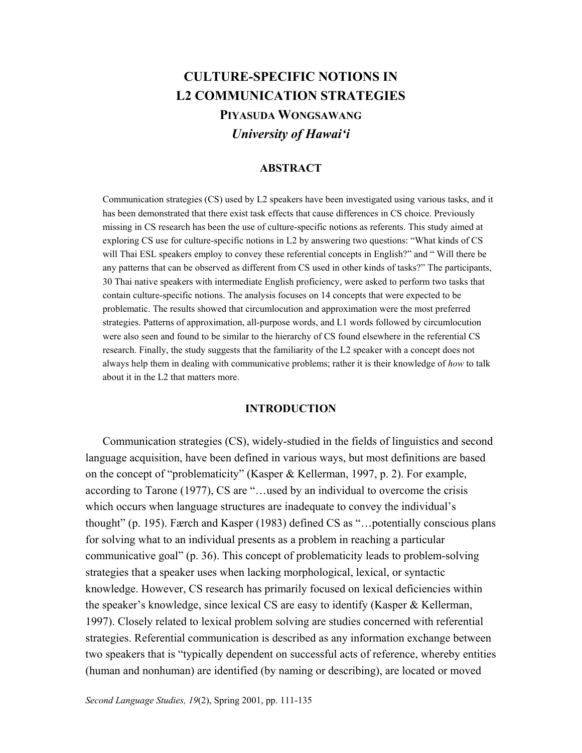# CULTURE-SPECIFIC NOTIONS IN L2 COMMUNICATION STRATEGIES

**PIYASUDA WONGSAWANG**

***University of Hawai'i***

## ABSTRACT

Communication strategies (CS) used by L2 speakers have been investigated using various tasks, and it has been demonstrated that there exist task effects that cause differences in CS choice. Previously missing in CS research has been the use of culture-specific notions as referents. This study aimed at exploring CS use for culture-specific notions in L2 by answering two questions: "What kinds of CS will Thai ESL speakers employ to convey these referential concepts in English?" and " Will there be any patterns that can be observed as different from CS used in other kinds of tasks?" The participants, 30 Thai native speakers with intermediate English proficiency, were asked to perform two tasks that contain culture-specific notions. The analysis focuses on 14 concepts that were expected to be problematic. The results showed that circumlocution and approximation were the most preferred strategies. Patterns of approximation, all-purpose words, and L1 words followed by circumlocution were also seen and found to be similar to the hierarchy of CS found elsewhere in the referential CS research. Finally, the study suggests that the familiarity of the L2 speaker with a concept does not always help them in dealing with communicative problems; rather it is their knowledge of *how* to talk about it in the L2 that matters more.

## INTRODUCTION

Communication strategies (CS), widely-studied in the fields of linguistics and second language acquisition, have been defined in various ways, but most definitions are based on the concept of "problematicity" (Kasper & Kellerman, 1997, p. 2). For example, according to Tarone (1977), CS are "…used by an individual to overcome the crisis which occurs when language structures are inadequate to convey the individual's thought" (p. 195). Færch and Kasper (1983) defined CS as "…potentially conscious plans for solving what to an individual presents as a problem in reaching a particular communicative goal" (p. 36). This concept of problematicity leads to problem-solving strategies that a speaker uses when lacking morphological, lexical, or syntactic knowledge. However, CS research has primarily focused on lexical deficiencies within the speaker's knowledge, since lexical CS are easy to identify (Kasper & Kellerman, 1997). Closely related to lexical problem solving are studies concerned with referential strategies. Referential communication is described as any information exchange between two speakers that is "typically dependent on successful acts of reference, whereby entities (human and nonhuman) are identified (by naming or describing), are located or moved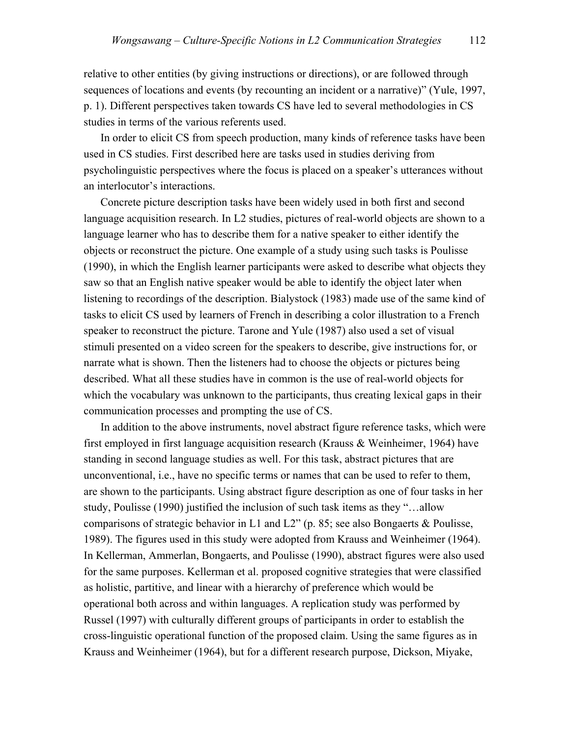relative to other entities (by giving instructions or directions), or are followed through sequences of locations and events (by recounting an incident or a narrative)" (Yule, 1997, p. 1). Different perspectives taken towards CS have led to several methodologies in CS studies in terms of the various referents used.

In order to elicit CS from speech production, many kinds of reference tasks have been used in CS studies. First described here are tasks used in studies deriving from psycholinguistic perspectives where the focus is placed on a speaker's utterances without an interlocutor's interactions.

Concrete picture description tasks have been widely used in both first and second language acquisition research. In L2 studies, pictures of real-world objects are shown to a language learner who has to describe them for a native speaker to either identify the objects or reconstruct the picture. One example of a study using such tasks is Poulisse (1990), in which the English learner participants were asked to describe what objects they saw so that an English native speaker would be able to identify the object later when listening to recordings of the description. Bialystock (1983) made use of the same kind of tasks to elicit CS used by learners of French in describing a color illustration to a French speaker to reconstruct the picture. Tarone and Yule (1987) also used a set of visual stimuli presented on a video screen for the speakers to describe, give instructions for, or narrate what is shown. Then the listeners had to choose the objects or pictures being described. What all these studies have in common is the use of real-world objects for which the vocabulary was unknown to the participants, thus creating lexical gaps in their communication processes and prompting the use of CS.

In addition to the above instruments, novel abstract figure reference tasks, which were first employed in first language acquisition research (Krauss & Weinheimer, 1964) have standing in second language studies as well. For this task, abstract pictures that are unconventional, i.e., have no specific terms or names that can be used to refer to them, are shown to the participants. Using abstract figure description as one of four tasks in her study, Poulisse (1990) justified the inclusion of such task items as they "…allow comparisons of strategic behavior in L1 and L2" (p. 85; see also Bongaerts & Poulisse, 1989). The figures used in this study were adopted from Krauss and Weinheimer (1964). In Kellerman, Ammerlan, Bongaerts, and Poulisse (1990), abstract figures were also used for the same purposes. Kellerman et al. proposed cognitive strategies that were classified as holistic, partitive, and linear with a hierarchy of preference which would be operational both across and within languages. A replication study was performed by Russel (1997) with culturally different groups of participants in order to establish the cross-linguistic operational function of the proposed claim. Using the same figures as in Krauss and Weinheimer (1964), but for a different research purpose, Dickson, Miyake,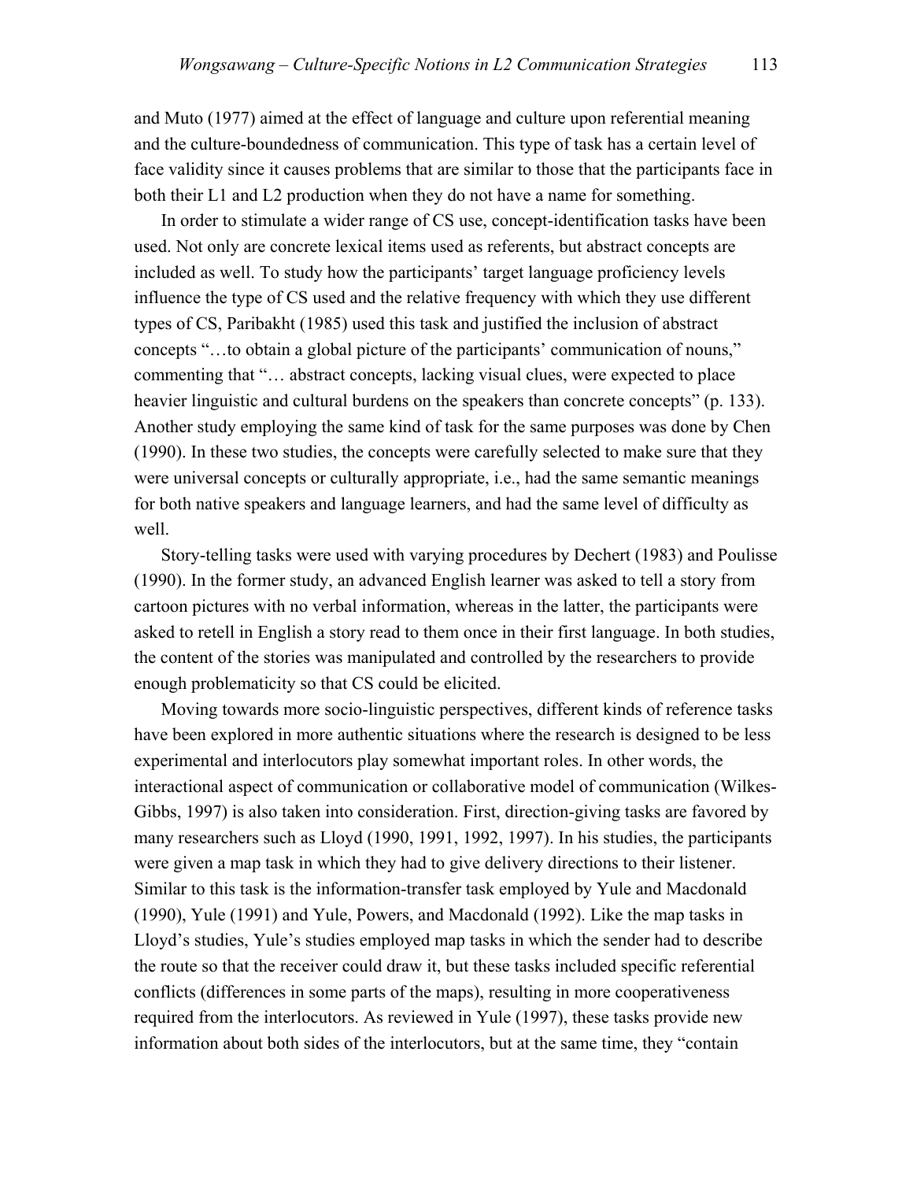and Muto (1977) aimed at the effect of language and culture upon referential meaning and the culture-boundedness of communication. This type of task has a certain level of face validity since it causes problems that are similar to those that the participants face in both their L1 and L2 production when they do not have a name for something.

In order to stimulate a wider range of CS use, concept-identification tasks have been used. Not only are concrete lexical items used as referents, but abstract concepts are included as well. To study how the participants' target language proficiency levels influence the type of CS used and the relative frequency with which they use different types of CS, Paribakht (1985) used this task and justified the inclusion of abstract concepts "…to obtain a global picture of the participants' communication of nouns," commenting that "… abstract concepts, lacking visual clues, were expected to place heavier linguistic and cultural burdens on the speakers than concrete concepts" (p. 133). Another study employing the same kind of task for the same purposes was done by Chen (1990). In these two studies, the concepts were carefully selected to make sure that they were universal concepts or culturally appropriate, i.e., had the same semantic meanings for both native speakers and language learners, and had the same level of difficulty as well.

Story-telling tasks were used with varying procedures by Dechert (1983) and Poulisse (1990). In the former study, an advanced English learner was asked to tell a story from cartoon pictures with no verbal information, whereas in the latter, the participants were asked to retell in English a story read to them once in their first language. In both studies, the content of the stories was manipulated and controlled by the researchers to provide enough problematicity so that CS could be elicited.

Moving towards more socio-linguistic perspectives, different kinds of reference tasks have been explored in more authentic situations where the research is designed to be less experimental and interlocutors play somewhat important roles. In other words, the interactional aspect of communication or collaborative model of communication (Wilkes-Gibbs, 1997) is also taken into consideration. First, direction-giving tasks are favored by many researchers such as Lloyd (1990, 1991, 1992, 1997). In his studies, the participants were given a map task in which they had to give delivery directions to their listener. Similar to this task is the information-transfer task employed by Yule and Macdonald (1990), Yule (1991) and Yule, Powers, and Macdonald (1992). Like the map tasks in Lloyd's studies, Yule's studies employed map tasks in which the sender had to describe the route so that the receiver could draw it, but these tasks included specific referential conflicts (differences in some parts of the maps), resulting in more cooperativeness required from the interlocutors. As reviewed in Yule (1997), these tasks provide new information about both sides of the interlocutors, but at the same time, they "contain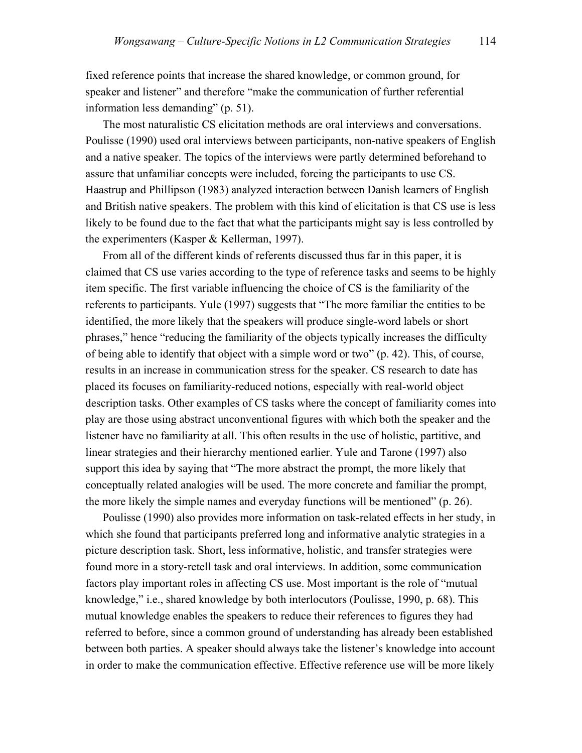fixed reference points that increase the shared knowledge, or common ground, for speaker and listener" and therefore "make the communication of further referential information less demanding" (p. 51).

The most naturalistic CS elicitation methods are oral interviews and conversations. Poulisse (1990) used oral interviews between participants, non-native speakers of English and a native speaker. The topics of the interviews were partly determined beforehand to assure that unfamiliar concepts were included, forcing the participants to use CS. Haastrup and Phillipson (1983) analyzed interaction between Danish learners of English and British native speakers. The problem with this kind of elicitation is that CS use is less likely to be found due to the fact that what the participants might say is less controlled by the experimenters (Kasper & Kellerman, 1997).

From all of the different kinds of referents discussed thus far in this paper, it is claimed that CS use varies according to the type of reference tasks and seems to be highly item specific. The first variable influencing the choice of CS is the familiarity of the referents to participants. Yule (1997) suggests that "The more familiar the entities to be identified, the more likely that the speakers will produce single-word labels or short phrases," hence "reducing the familiarity of the objects typically increases the difficulty of being able to identify that object with a simple word or two" (p. 42). This, of course, results in an increase in communication stress for the speaker. CS research to date has placed its focuses on familiarity-reduced notions, especially with real-world object description tasks. Other examples of CS tasks where the concept of familiarity comes into play are those using abstract unconventional figures with which both the speaker and the listener have no familiarity at all. This often results in the use of holistic, partitive, and linear strategies and their hierarchy mentioned earlier. Yule and Tarone (1997) also support this idea by saying that "The more abstract the prompt, the more likely that conceptually related analogies will be used. The more concrete and familiar the prompt, the more likely the simple names and everyday functions will be mentioned" (p. 26).

Poulisse (1990) also provides more information on task-related effects in her study, in which she found that participants preferred long and informative analytic strategies in a picture description task. Short, less informative, holistic, and transfer strategies were found more in a story-retell task and oral interviews. In addition, some communication factors play important roles in affecting CS use. Most important is the role of "mutual knowledge," i.e., shared knowledge by both interlocutors (Poulisse, 1990, p. 68). This mutual knowledge enables the speakers to reduce their references to figures they had referred to before, since a common ground of understanding has already been established between both parties. A speaker should always take the listener's knowledge into account in order to make the communication effective. Effective reference use will be more likely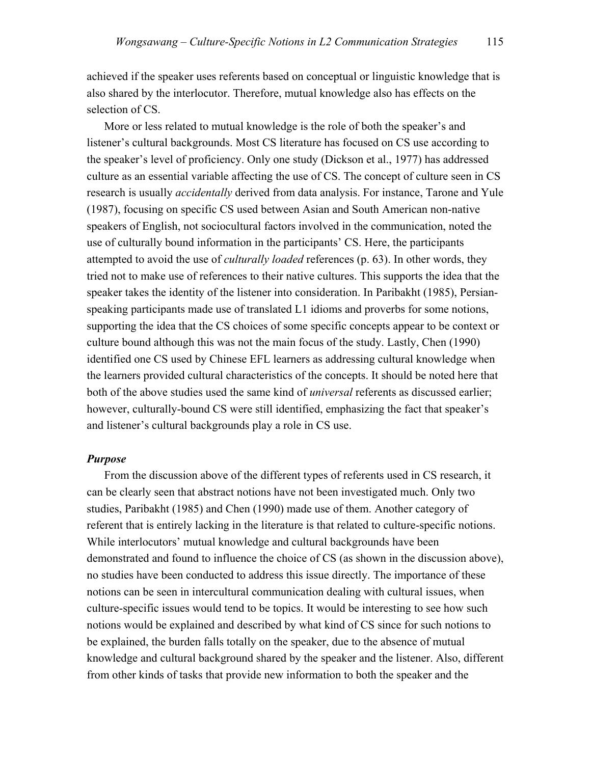achieved if the speaker uses referents based on conceptual or linguistic knowledge that is also shared by the interlocutor. Therefore, mutual knowledge also has effects on the selection of CS.

More or less related to mutual knowledge is the role of both the speaker's and listener's cultural backgrounds. Most CS literature has focused on CS use according to the speaker's level of proficiency. Only one study (Dickson et al., 1977) has addressed culture as an essential variable affecting the use of CS. The concept of culture seen in CS research is usually *accidentally* derived from data analysis. For instance, Tarone and Yule (1987), focusing on specific CS used between Asian and South American non-native speakers of English, not sociocultural factors involved in the communication, noted the use of culturally bound information in the participants' CS. Here, the participants attempted to avoid the use of *culturally loaded* references (p. 63). In other words, they tried not to make use of references to their native cultures. This supports the idea that the speaker takes the identity of the listener into consideration. In Paribakht (1985), Persian-speaking participants made use of translated L1 idioms and proverbs for some notions, supporting the idea that the CS choices of some specific concepts appear to be context or culture bound although this was not the main focus of the study. Lastly, Chen (1990) identified one CS used by Chinese EFL learners as addressing cultural knowledge when the learners provided cultural characteristics of the concepts. It should be noted here that both of the above studies used the same kind of *universal* referents as discussed earlier; however, culturally-bound CS were still identified, emphasizing the fact that speaker's and listener's cultural backgrounds play a role in CS use.

### *Purpose*

From the discussion above of the different types of referents used in CS research, it can be clearly seen that abstract notions have not been investigated much. Only two studies, Paribakht (1985) and Chen (1990) made use of them. Another category of referent that is entirely lacking in the literature is that related to culture-specific notions. While interlocutors' mutual knowledge and cultural backgrounds have been demonstrated and found to influence the choice of CS (as shown in the discussion above), no studies have been conducted to address this issue directly. The importance of these notions can be seen in intercultural communication dealing with cultural issues, when culture-specific issues would tend to be topics. It would be interesting to see how such notions would be explained and described by what kind of CS since for such notions to be explained, the burden falls totally on the speaker, due to the absence of mutual knowledge and cultural background shared by the speaker and the listener. Also, different from other kinds of tasks that provide new information to both the speaker and the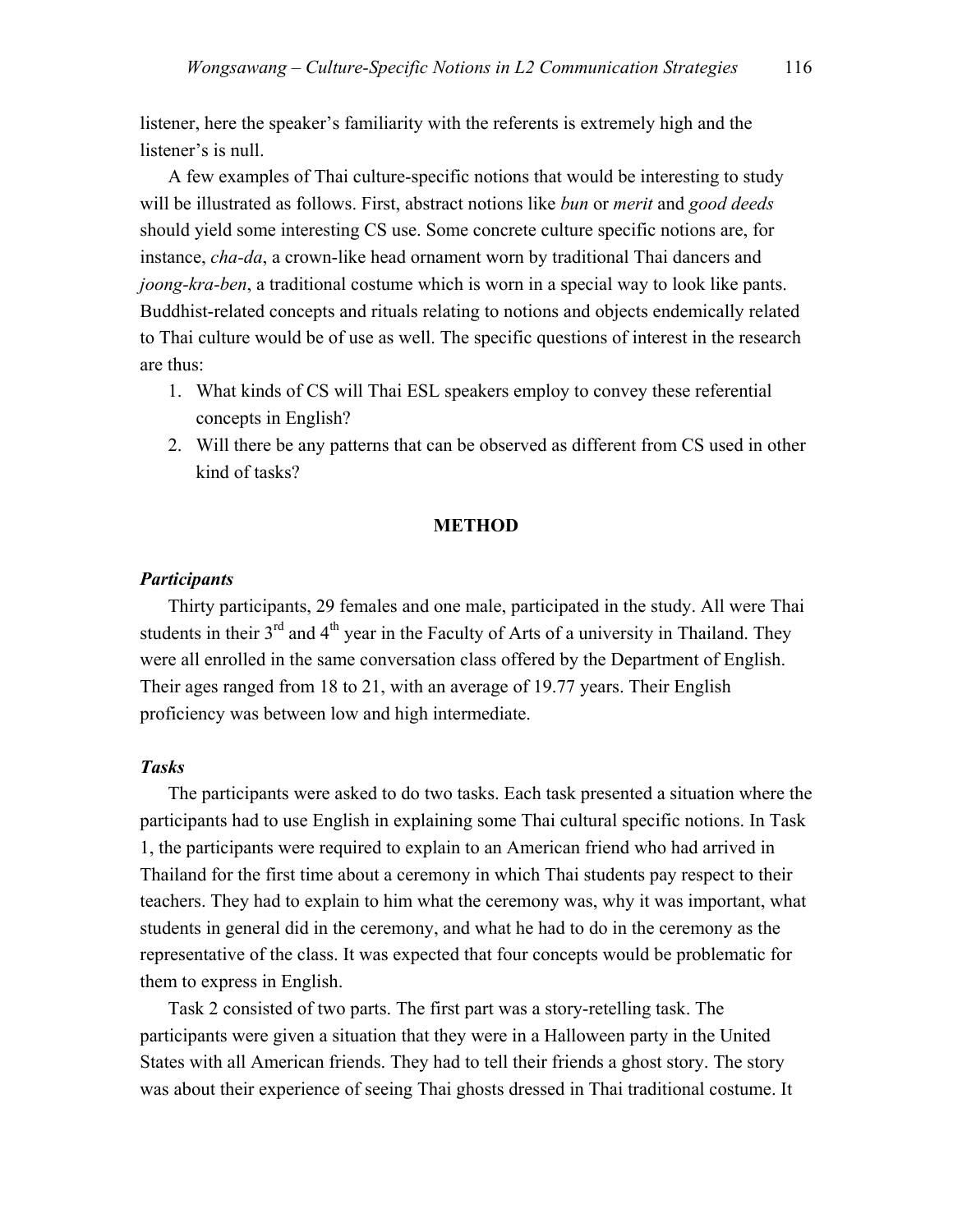listener, here the speaker's familiarity with the referents is extremely high and the listener's is null.

A few examples of Thai culture-specific notions that would be interesting to study will be illustrated as follows. First, abstract notions like *bun* or *merit* and *good deeds* should yield some interesting CS use. Some concrete culture specific notions are, for instance, *cha-da*, a crown-like head ornament worn by traditional Thai dancers and *joong-kra-ben*, a traditional costume which is worn in a special way to look like pants. Buddhist-related concepts and rituals relating to notions and objects endemically related to Thai culture would be of use as well. The specific questions of interest in the research are thus:

1. What kinds of CS will Thai ESL speakers employ to convey these referential concepts in English?
2. Will there be any patterns that can be observed as different from CS used in other kind of tasks?

## METHOD

### *Participants*

Thirty participants, 29 females and one male, participated in the study. All were Thai students in their 3rd and 4th year in the Faculty of Arts of a university in Thailand. They were all enrolled in the same conversation class offered by the Department of English. Their ages ranged from 18 to 21, with an average of 19.77 years. Their English proficiency was between low and high intermediate.

### *Tasks*

The participants were asked to do two tasks. Each task presented a situation where the participants had to use English in explaining some Thai cultural specific notions. In Task 1, the participants were required to explain to an American friend who had arrived in Thailand for the first time about a ceremony in which Thai students pay respect to their teachers. They had to explain to him what the ceremony was, why it was important, what students in general did in the ceremony, and what he had to do in the ceremony as the representative of the class. It was expected that four concepts would be problematic for them to express in English.

Task 2 consisted of two parts. The first part was a story-retelling task. The participants were given a situation that they were in a Halloween party in the United States with all American friends. They had to tell their friends a ghost story. The story was about their experience of seeing Thai ghosts dressed in Thai traditional costume. It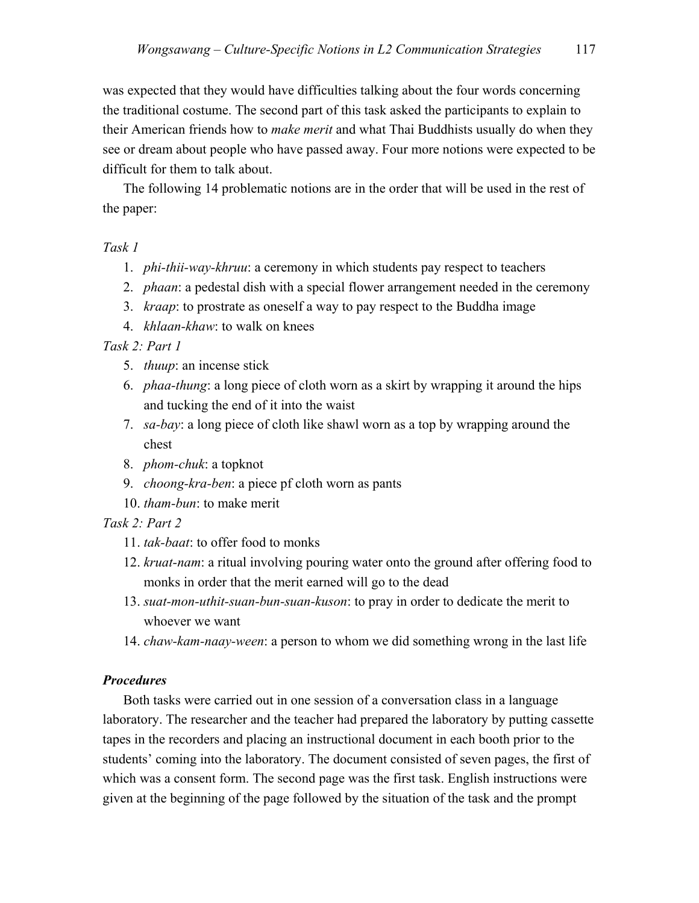was expected that they would have difficulties talking about the four words concerning the traditional costume. The second part of this task asked the participants to explain to their American friends how to *make merit* and what Thai Buddhists usually do when they see or dream about people who have passed away. Four more notions were expected to be difficult for them to talk about.

The following 14 problematic notions are in the order that will be used in the rest of the paper:

*Task 1*

1. *phi-thii-way-khruu*: a ceremony in which students pay respect to teachers
2. *phaan*: a pedestal dish with a special flower arrangement needed in the ceremony
3. *kraap*: to prostrate as oneself a way to pay respect to the Buddha image
4. *khlaan-khaw*: to walk on knees

*Task 2: Part 1*

5. *thuup*: an incense stick
6. *phaa-thung*: a long piece of cloth worn as a skirt by wrapping it around the hips and tucking the end of it into the waist
7. *sa-bay*: a long piece of cloth like shawl worn as a top by wrapping around the chest
8. *phom-chuk*: a topknot
9. *choong-kra-ben*: a piece pf cloth worn as pants
10. *tham-bun*: to make merit

*Task 2: Part 2*

11. *tak-baat*: to offer food to monks
12. *kruat-nam*: a ritual involving pouring water onto the ground after offering food to monks in order that the merit earned will go to the dead
13. *suat-mon-uthit-suan-bun-suan-kuson*: to pray in order to dedicate the merit to whoever we want
14. *chaw-kam-naay-ween*: a person to whom we did something wrong in the last life

### *Procedures*

Both tasks were carried out in one session of a conversation class in a language laboratory. The researcher and the teacher had prepared the laboratory by putting cassette tapes in the recorders and placing an instructional document in each booth prior to the students' coming into the laboratory. The document consisted of seven pages, the first of which was a consent form. The second page was the first task. English instructions were given at the beginning of the page followed by the situation of the task and the prompt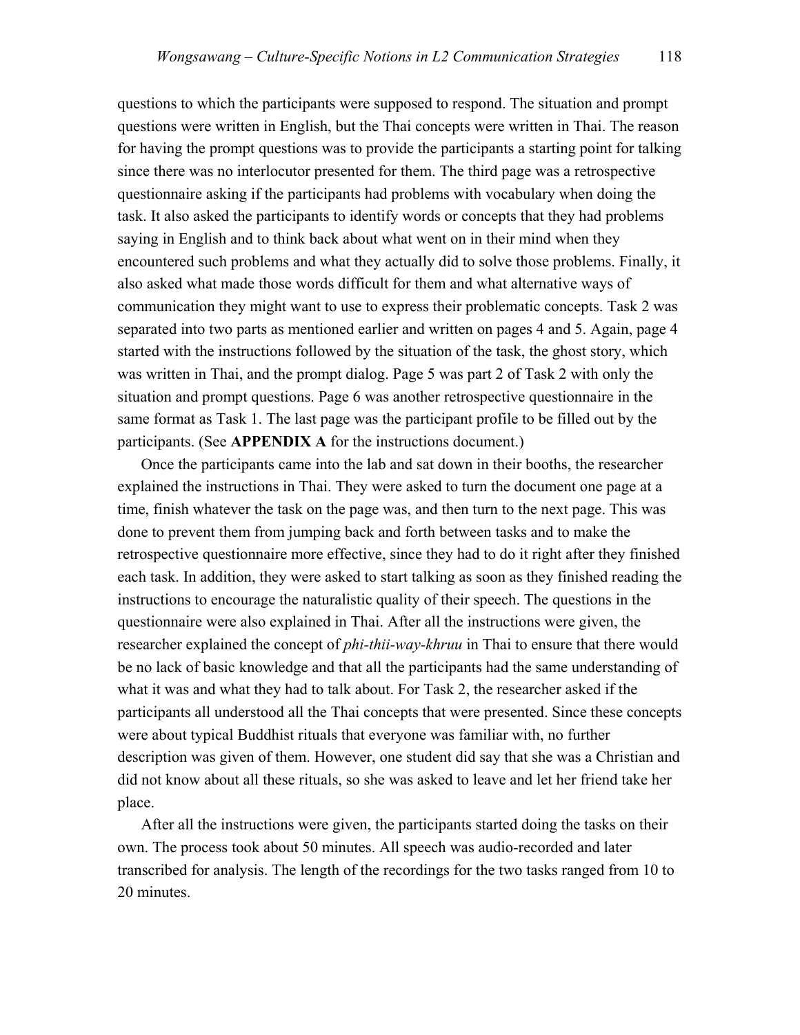questions to which the participants were supposed to respond. The situation and prompt questions were written in English, but the Thai concepts were written in Thai. The reason for having the prompt questions was to provide the participants a starting point for talking since there was no interlocutor presented for them. The third page was a retrospective questionnaire asking if the participants had problems with vocabulary when doing the task. It also asked the participants to identify words or concepts that they had problems saying in English and to think back about what went on in their mind when they encountered such problems and what they actually did to solve those problems. Finally, it also asked what made those words difficult for them and what alternative ways of communication they might want to use to express their problematic concepts. Task 2 was separated into two parts as mentioned earlier and written on pages 4 and 5. Again, page 4 started with the instructions followed by the situation of the task, the ghost story, which was written in Thai, and the prompt dialog. Page 5 was part 2 of Task 2 with only the situation and prompt questions. Page 6 was another retrospective questionnaire in the same format as Task 1. The last page was the participant profile to be filled out by the participants. (See **APPENDIX A** for the instructions document.)

Once the participants came into the lab and sat down in their booths, the researcher explained the instructions in Thai. They were asked to turn the document one page at a time, finish whatever the task on the page was, and then turn to the next page. This was done to prevent them from jumping back and forth between tasks and to make the retrospective questionnaire more effective, since they had to do it right after they finished each task. In addition, they were asked to start talking as soon as they finished reading the instructions to encourage the naturalistic quality of their speech. The questions in the questionnaire were also explained in Thai. After all the instructions were given, the researcher explained the concept of *phi-thii-way-khruu* in Thai to ensure that there would be no lack of basic knowledge and that all the participants had the same understanding of what it was and what they had to talk about. For Task 2, the researcher asked if the participants all understood all the Thai concepts that were presented. Since these concepts were about typical Buddhist rituals that everyone was familiar with, no further description was given of them. However, one student did say that she was a Christian and did not know about all these rituals, so she was asked to leave and let her friend take her place.

After all the instructions were given, the participants started doing the tasks on their own. The process took about 50 minutes. All speech was audio-recorded and later transcribed for analysis. The length of the recordings for the two tasks ranged from 10 to 20 minutes.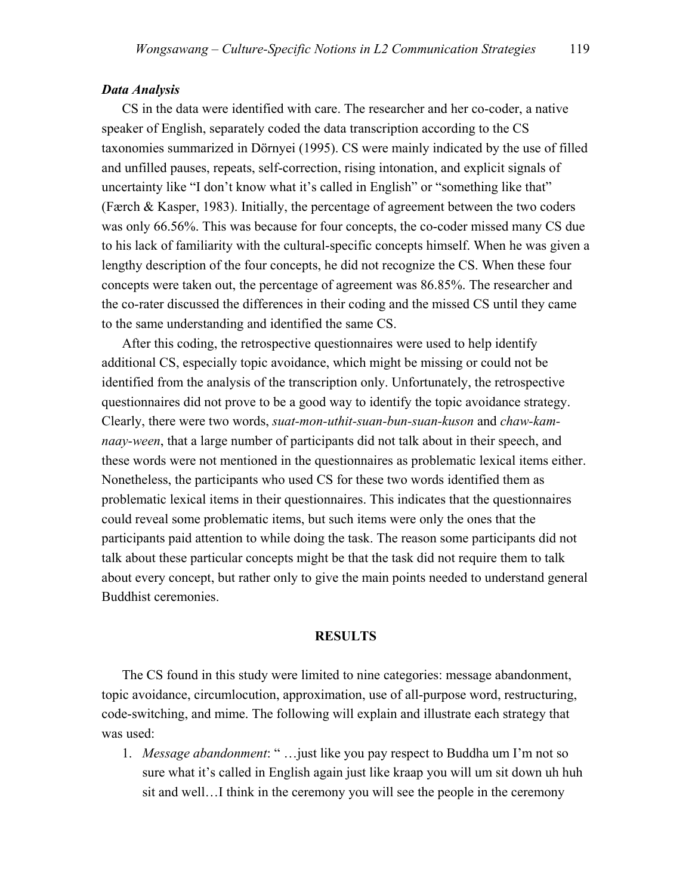### *Data Analysis*

CS in the data were identified with care. The researcher and her co-coder, a native speaker of English, separately coded the data transcription according to the CS taxonomies summarized in Dörnyei (1995). CS were mainly indicated by the use of filled and unfilled pauses, repeats, self-correction, rising intonation, and explicit signals of uncertainty like "I don't know what it's called in English" or "something like that" (Færch & Kasper, 1983). Initially, the percentage of agreement between the two coders was only 66.56%. This was because for four concepts, the co-coder missed many CS due to his lack of familiarity with the cultural-specific concepts himself. When he was given a lengthy description of the four concepts, he did not recognize the CS. When these four concepts were taken out, the percentage of agreement was 86.85%. The researcher and the co-rater discussed the differences in their coding and the missed CS until they came to the same understanding and identified the same CS.

After this coding, the retrospective questionnaires were used to help identify additional CS, especially topic avoidance, which might be missing or could not be identified from the analysis of the transcription only. Unfortunately, the retrospective questionnaires did not prove to be a good way to identify the topic avoidance strategy. Clearly, there were two words, *suat-mon-uthit-suan-bun-suan-kuson* and *chaw-kam-naay-ween*, that a large number of participants did not talk about in their speech, and these words were not mentioned in the questionnaires as problematic lexical items either. Nonetheless, the participants who used CS for these two words identified them as problematic lexical items in their questionnaires. This indicates that the questionnaires could reveal some problematic items, but such items were only the ones that the participants paid attention to while doing the task. The reason some participants did not talk about these particular concepts might be that the task did not require them to talk about every concept, but rather only to give the main points needed to understand general Buddhist ceremonies.

## RESULTS

The CS found in this study were limited to nine categories: message abandonment, topic avoidance, circumlocution, approximation, use of all-purpose word, restructuring, code-switching, and mime. The following will explain and illustrate each strategy that was used:

1. *Message abandonment*: " …just like you pay respect to Buddha um I'm not so sure what it's called in English again just like kraap you will um sit down uh huh sit and well…I think in the ceremony you will see the people in the ceremony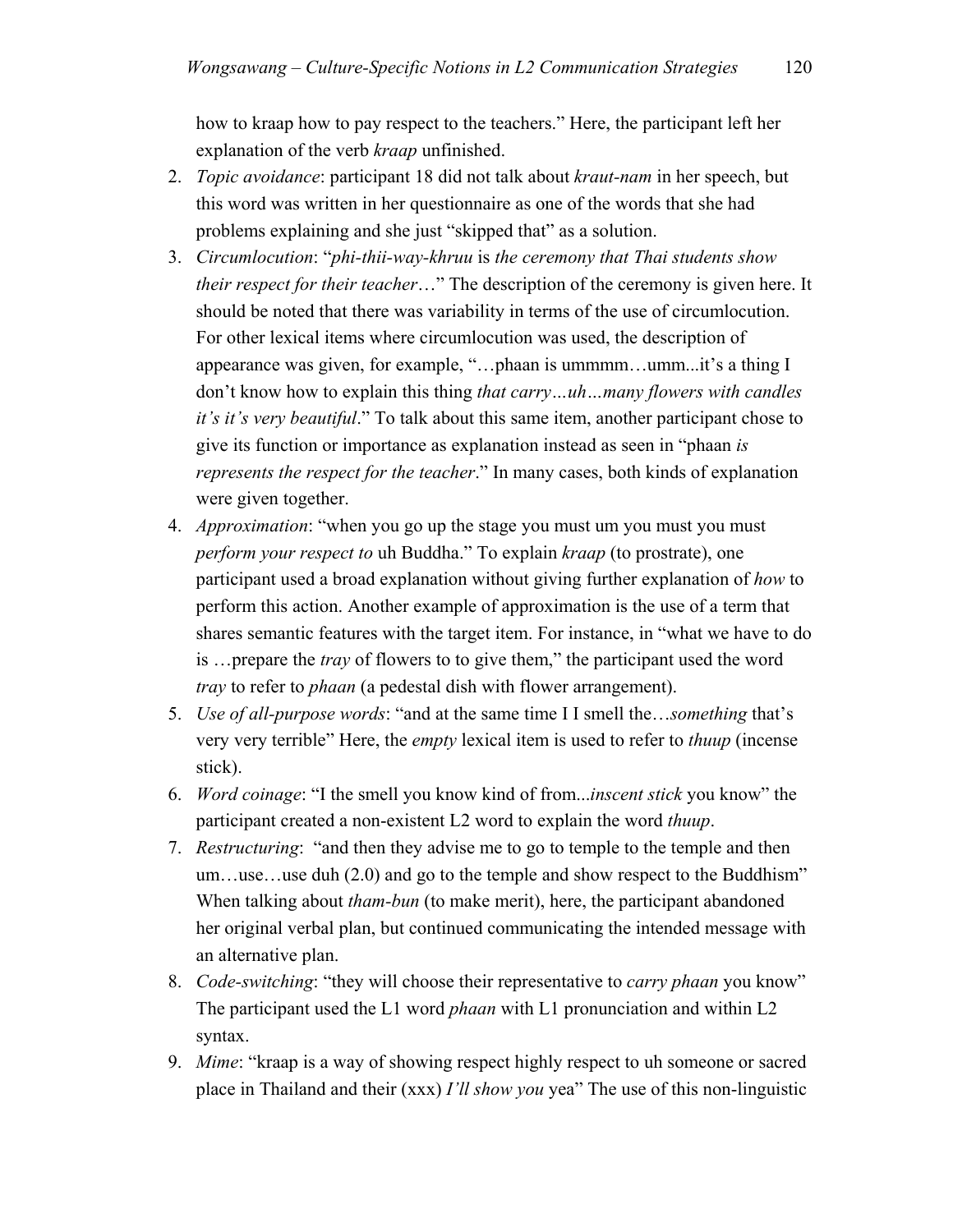how to kraap how to pay respect to the teachers." Here, the participant left her explanation of the verb *kraap* unfinished.

2. *Topic avoidance*: participant 18 did not talk about *kraut-nam* in her speech, but this word was written in her questionnaire as one of the words that she had problems explaining and she just "skipped that" as a solution.
3. *Circumlocution*: "*phi-thii-way-khruu* is *the ceremony that Thai students show their respect for their teacher*…" The description of the ceremony is given here. It should be noted that there was variability in terms of the use of circumlocution. For other lexical items where circumlocution was used, the description of appearance was given, for example, "…phaan is ummmm…umm...it's a thing I don't know how to explain this thing *that carry…uh…many flowers with candles it's it's very beautiful*." To talk about this same item, another participant chose to give its function or importance as explanation instead as seen in "phaan *is represents the respect for the teacher*." In many cases, both kinds of explanation were given together.
4. *Approximation*: "when you go up the stage you must um you must you must *perform your respect to* uh Buddha." To explain *kraap* (to prostrate), one participant used a broad explanation without giving further explanation of *how* to perform this action. Another example of approximation is the use of a term that shares semantic features with the target item. For instance, in "what we have to do is …prepare the *tray* of flowers to to give them," the participant used the word *tray* to refer to *phaan* (a pedestal dish with flower arrangement).
5. *Use of all-purpose words*: "and at the same time I I smell the…*something* that's very very terrible" Here, the *empty* lexical item is used to refer to *thuup* (incense stick).
6. *Word coinage*: "I the smell you know kind of from...*inscent stick* you know" the participant created a non-existent L2 word to explain the word *thuup*.
7. *Restructuring*: "and then they advise me to go to temple to the temple and then um…use…use duh (2.0) and go to the temple and show respect to the Buddhism" When talking about *tham-bun* (to make merit), here, the participant abandoned her original verbal plan, but continued communicating the intended message with an alternative plan.
8. *Code-switching*: "they will choose their representative to *carry phaan* you know" The participant used the L1 word *phaan* with L1 pronunciation and within L2 syntax.
9. *Mime*: "kraap is a way of showing respect highly respect to uh someone or sacred place in Thailand and their (xxx) *I'll show you* yea" The use of this non-linguistic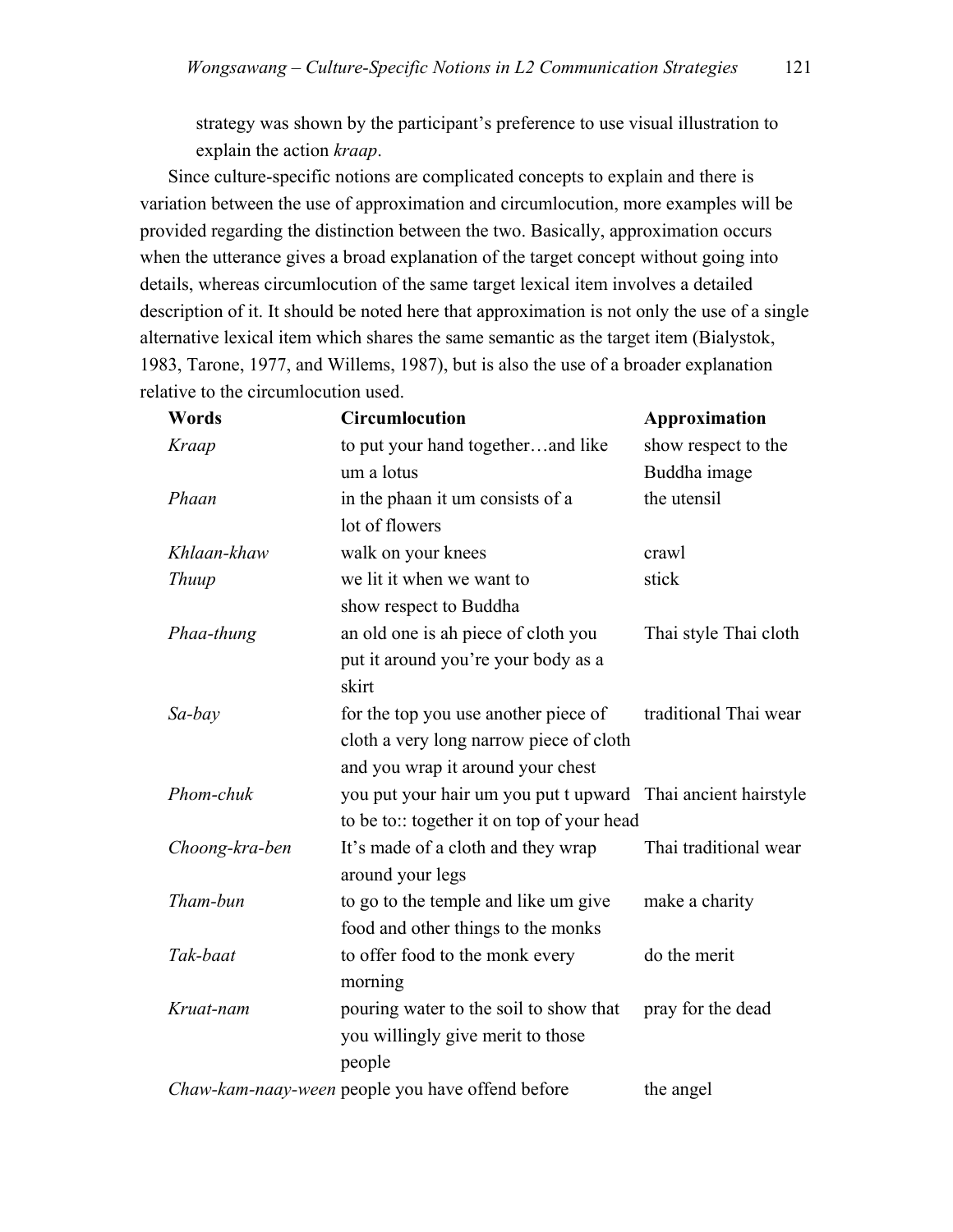strategy was shown by the participant's preference to use visual illustration to explain the action *kraap*.

Since culture-specific notions are complicated concepts to explain and there is variation between the use of approximation and circumlocution, more examples will be provided regarding the distinction between the two. Basically, approximation occurs when the utterance gives a broad explanation of the target concept without going into details, whereas circumlocution of the same target lexical item involves a detailed description of it. It should be noted here that approximation is not only the use of a single alternative lexical item which shares the same semantic as the target item (Bialystok, 1983, Tarone, 1977, and Willems, 1987), but is also the use of a broader explanation relative to the circumlocution used.

| Words | Circumlocution | Approximation |
|---|---|---|
| *Kraap* | to put your hand together…and like um a lotus | show respect to the Buddha image |
| *Phaan* | in the phaan it um consists of a lot of flowers | the utensil |
| *Khlaan-khaw* | walk on your knees | crawl |
| *Thuup* | we lit it when we want to show respect to Buddha | stick |
| *Phaa-thung* | an old one is ah piece of cloth you put it around you're your body as a skirt | Thai style Thai cloth |
| *Sa-bay* | for the top you use another piece of cloth a very long narrow piece of cloth and you wrap it around your chest | traditional Thai wear |
| *Phom-chuk* | you put your hair um you put t upward to be to:: together it on top of your head | Thai ancient hairstyle |
| *Choong-kra-ben* | It's made of a cloth and they wrap around your legs | Thai traditional wear |
| *Tham-bun* | to go to the temple and like um give food and other things to the monks | make a charity |
| *Tak-baat* | to offer food to the monk every morning | do the merit |
| *Kruat-nam* | pouring water to the soil to show that you willingly give merit to those people | pray for the dead |
| *Chaw-kam-naay-ween* | people you have offend before | the angel |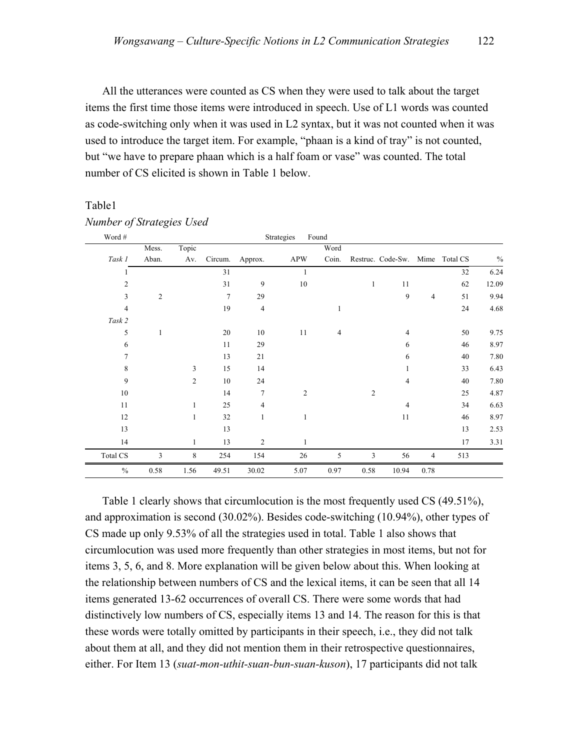All the utterances were counted as CS when they were used to talk about the target items the first time those items were introduced in speech. Use of L1 words was counted as code-switching only when it was used in L2 syntax, but it was not counted when it was used to introduce the target item. For example, "phaan is a kind of tray" is not counted, but "we have to prepare phaan which is a half foam or vase" was counted. The total number of CS elicited is shown in Table 1 below.

Table1

*Number of Strategies Used*

| Word # | Strategies Found | | | | | | | | | | |
|---|---|---|---|---|---|---|---|---|---|---|---|
| *Task 1* | Mess. Aban. | Topic Av. | Circum. | Approx. | APW | Word Coin. | Restruc. | Code-Sw. | Mime | Total CS | % |
| 1 | | | 31 | | 1 | | | | | 32 | 6.24 |
| 2 | | | 31 | 9 | 10 | | 1 | 11 | | 62 | 12.09 |
| 3 | 2 | | 7 | 29 | | | | 9 | 4 | 51 | 9.94 |
| 4 | | | 19 | 4 | | 1 | | | | 24 | 4.68 |
| *Task 2* | | | | | | | | | | | |
| 5 | 1 | | 20 | 10 | 11 | 4 | | 4 | | 50 | 9.75 |
| 6 | | | 11 | 29 | | | | 6 | | 46 | 8.97 |
| 7 | | | 13 | 21 | | | | 6 | | 40 | 7.80 |
| 8 | | 3 | 15 | 14 | | | | 1 | | 33 | 6.43 |
| 9 | | 2 | 10 | 24 | | | | 4 | | 40 | 7.80 |
| 10 | | | 14 | 7 | 2 | | 2 | | | 25 | 4.87 |
| 11 | | 1 | 25 | 4 | | | | 4 | | 34 | 6.63 |
| 12 | | 1 | 32 | 1 | 1 | | | 11 | | 46 | 8.97 |
| 13 | | | 13 | | | | | | | 13 | 2.53 |
| 14 | | 1 | 13 | 2 | 1 | | | | | 17 | 3.31 |
| Total CS | 3 | 8 | 254 | 154 | 26 | 5 | 3 | 56 | 4 | 513 | |
| % | 0.58 | 1.56 | 49.51 | 30.02 | 5.07 | 0.97 | 0.58 | 10.94 | 0.78 | | |

Table 1 clearly shows that circumlocution is the most frequently used CS (49.51%), and approximation is second (30.02%). Besides code-switching (10.94%), other types of CS made up only 9.53% of all the strategies used in total. Table 1 also shows that circumlocution was used more frequently than other strategies in most items, but not for items 3, 5, 6, and 8. More explanation will be given below about this. When looking at the relationship between numbers of CS and the lexical items, it can be seen that all 14 items generated 13-62 occurrences of overall CS. There were some words that had distinctively low numbers of CS, especially items 13 and 14. The reason for this is that these words were totally omitted by participants in their speech, i.e., they did not talk about them at all, and they did not mention them in their retrospective questionnaires, either. For Item 13 (*suat-mon-uthit-suan-bun-suan-kuson*), 17 participants did not talk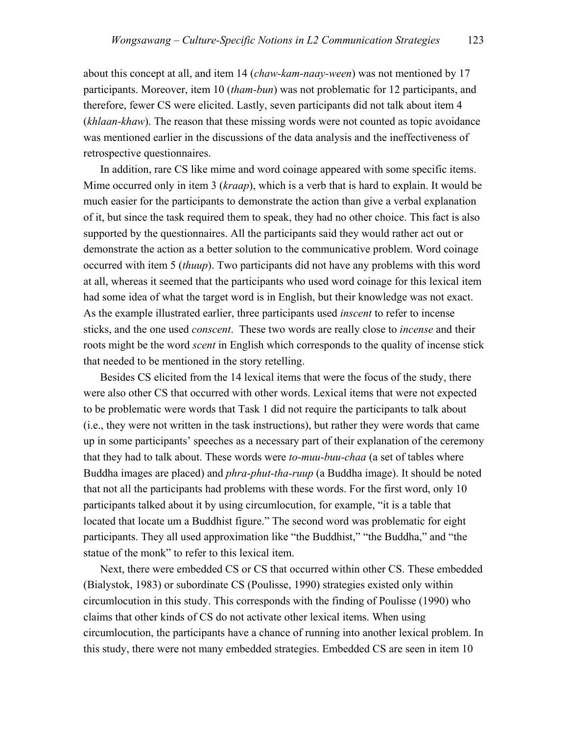about this concept at all, and item 14 (*chaw-kam-naay-ween*) was not mentioned by 17 participants. Moreover, item 10 (*tham-bun*) was not problematic for 12 participants, and therefore, fewer CS were elicited. Lastly, seven participants did not talk about item 4 (*khlaan-khaw*). The reason that these missing words were not counted as topic avoidance was mentioned earlier in the discussions of the data analysis and the ineffectiveness of retrospective questionnaires.

In addition, rare CS like mime and word coinage appeared with some specific items. Mime occurred only in item 3 (*kraap*), which is a verb that is hard to explain. It would be much easier for the participants to demonstrate the action than give a verbal explanation of it, but since the task required them to speak, they had no other choice. This fact is also supported by the questionnaires. All the participants said they would rather act out or demonstrate the action as a better solution to the communicative problem. Word coinage occurred with item 5 (*thuup*). Two participants did not have any problems with this word at all, whereas it seemed that the participants who used word coinage for this lexical item had some idea of what the target word is in English, but their knowledge was not exact. As the example illustrated earlier, three participants used *inscent* to refer to incense sticks, and the one used *conscent*. These two words are really close to *incense* and their roots might be the word *scent* in English which corresponds to the quality of incense stick that needed to be mentioned in the story retelling.

Besides CS elicited from the 14 lexical items that were the focus of the study, there were also other CS that occurred with other words. Lexical items that were not expected to be problematic were words that Task 1 did not require the participants to talk about (i.e., they were not written in the task instructions), but rather they were words that came up in some participants' speeches as a necessary part of their explanation of the ceremony that they had to talk about. These words were *to-muu-buu-chaa* (a set of tables where Buddha images are placed) and *phra-phut-tha-ruup* (a Buddha image). It should be noted that not all the participants had problems with these words. For the first word, only 10 participants talked about it by using circumlocution, for example, "it is a table that located that locate um a Buddhist figure." The second word was problematic for eight participants. They all used approximation like "the Buddhist," "the Buddha," and "the statue of the monk" to refer to this lexical item.

Next, there were embedded CS or CS that occurred within other CS. These embedded (Bialystok, 1983) or subordinate CS (Poulisse, 1990) strategies existed only within circumlocution in this study. This corresponds with the finding of Poulisse (1990) who claims that other kinds of CS do not activate other lexical items. When using circumlocution, the participants have a chance of running into another lexical problem. In this study, there were not many embedded strategies. Embedded CS are seen in item 10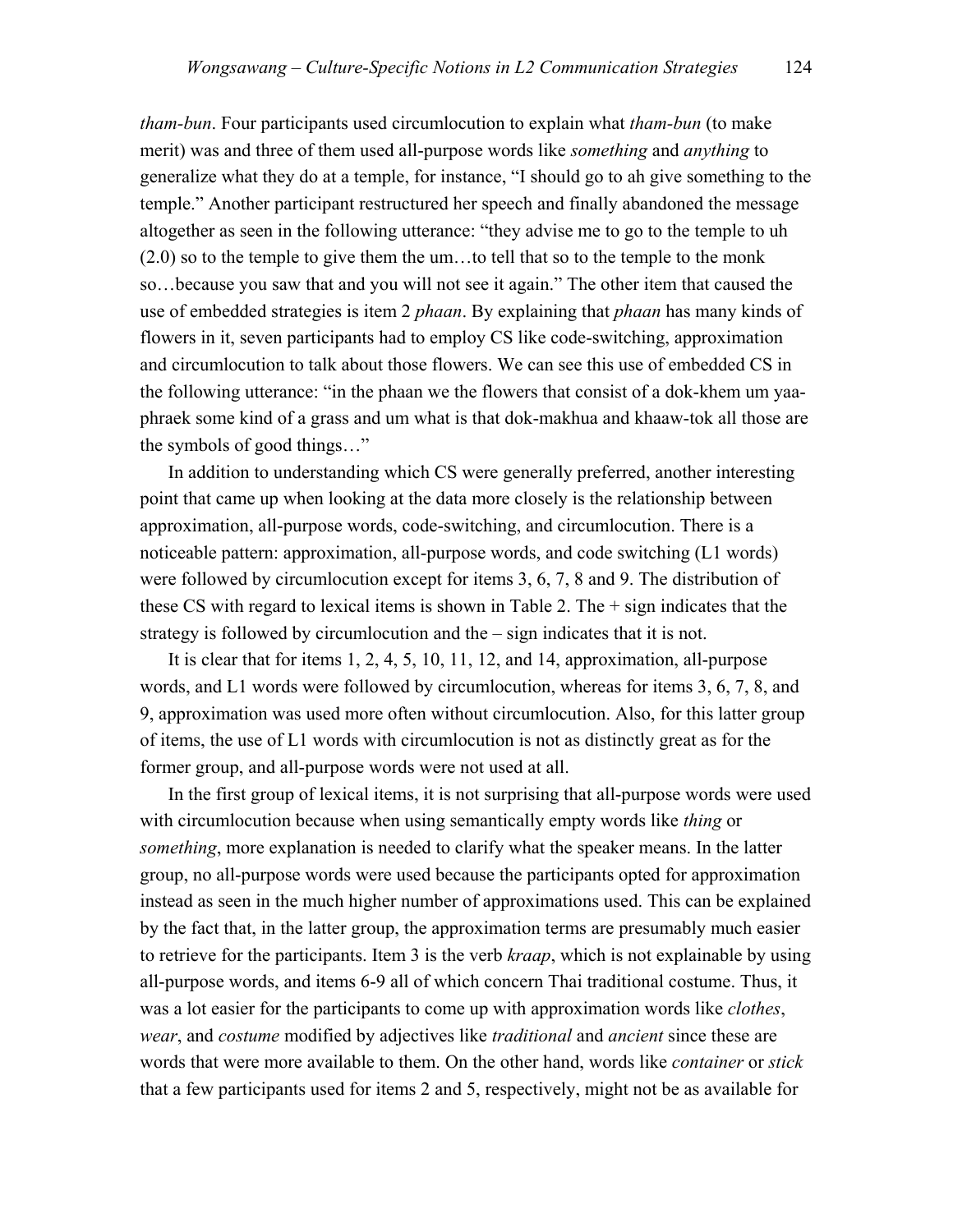*tham-bun*. Four participants used circumlocution to explain what *tham-bun* (to make merit) was and three of them used all-purpose words like *something* and *anything* to generalize what they do at a temple, for instance, "I should go to ah give something to the temple." Another participant restructured her speech and finally abandoned the message altogether as seen in the following utterance: "they advise me to go to the temple to uh (2.0) so to the temple to give them the um…to tell that so to the temple to the monk so…because you saw that and you will not see it again." The other item that caused the use of embedded strategies is item 2 *phaan*. By explaining that *phaan* has many kinds of flowers in it, seven participants had to employ CS like code-switching, approximation and circumlocution to talk about those flowers. We can see this use of embedded CS in the following utterance: "in the phaan we the flowers that consist of a dok-khem um yaa-phraek some kind of a grass and um what is that dok-makhua and khaaw-tok all those are the symbols of good things…"

In addition to understanding which CS were generally preferred, another interesting point that came up when looking at the data more closely is the relationship between approximation, all-purpose words, code-switching, and circumlocution. There is a noticeable pattern: approximation, all-purpose words, and code switching (L1 words) were followed by circumlocution except for items 3, 6, 7, 8 and 9. The distribution of these CS with regard to lexical items is shown in Table 2. The + sign indicates that the strategy is followed by circumlocution and the – sign indicates that it is not.

It is clear that for items 1, 2, 4, 5, 10, 11, 12, and 14, approximation, all-purpose words, and L1 words were followed by circumlocution, whereas for items 3, 6, 7, 8, and 9, approximation was used more often without circumlocution. Also, for this latter group of items, the use of L1 words with circumlocution is not as distinctly great as for the former group, and all-purpose words were not used at all.

In the first group of lexical items, it is not surprising that all-purpose words were used with circumlocution because when using semantically empty words like *thing* or *something*, more explanation is needed to clarify what the speaker means. In the latter group, no all-purpose words were used because the participants opted for approximation instead as seen in the much higher number of approximations used. This can be explained by the fact that, in the latter group, the approximation terms are presumably much easier to retrieve for the participants. Item 3 is the verb *kraap*, which is not explainable by using all-purpose words, and items 6-9 all of which concern Thai traditional costume. Thus, it was a lot easier for the participants to come up with approximation words like *clothes*, *wear*, and *costume* modified by adjectives like *traditional* and *ancient* since these are words that were more available to them. On the other hand, words like *container* or *stick* that a few participants used for items 2 and 5, respectively, might not be as available for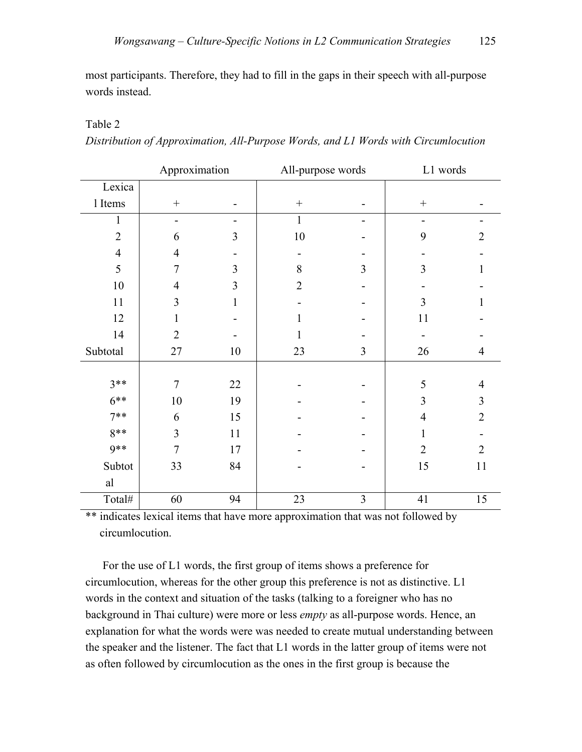most participants. Therefore, they had to fill in the gaps in their speech with all-purpose words instead.

Table 2

*Distribution of Approximation, All-Purpose Words, and L1 Words with Circumlocution*

| | Approximation | | All-purpose words | | L1 words | |
|---|---|---|---|---|---|---|
| Lexical Items | + | - | + | - | + | - |
| 1 | - | - | 1 | - | - | - |
| 2 | 6 | 3 | 10 | - | 9 | 2 |
| 4 | 4 | - | - | - | - | - |
| 5 | 7 | 3 | 8 | 3 | 3 | 1 |
| 10 | 4 | 3 | 2 | - | - | - |
| 11 | 3 | 1 | - | - | 3 | 1 |
| 12 | 1 | - | 1 | - | 11 | - |
| 14 | 2 | - | 1 | - | - | - |
| Subtotal | 27 | 10 | 23 | 3 | 26 | 4 |
| 3** | 7 | 22 | - | - | 5 | 4 |
| 6** | 10 | 19 | - | - | 3 | 3 |
| 7** | 6 | 15 | - | - | 4 | 2 |
| 8** | 3 | 11 | - | - | 1 | - |
| 9** | 7 | 17 | - | - | 2 | 2 |
| Subtotal | 33 | 84 | - | - | 15 | 11 |
| Total# | 60 | 94 | 23 | 3 | 41 | 15 |

** indicates lexical items that have more approximation that was not followed by circumlocution.

For the use of L1 words, the first group of items shows a preference for circumlocution, whereas for the other group this preference is not as distinctive. L1 words in the context and situation of the tasks (talking to a foreigner who has no background in Thai culture) were more or less *empty* as all-purpose words. Hence, an explanation for what the words were was needed to create mutual understanding between the speaker and the listener. The fact that L1 words in the latter group of items were not as often followed by circumlocution as the ones in the first group is because the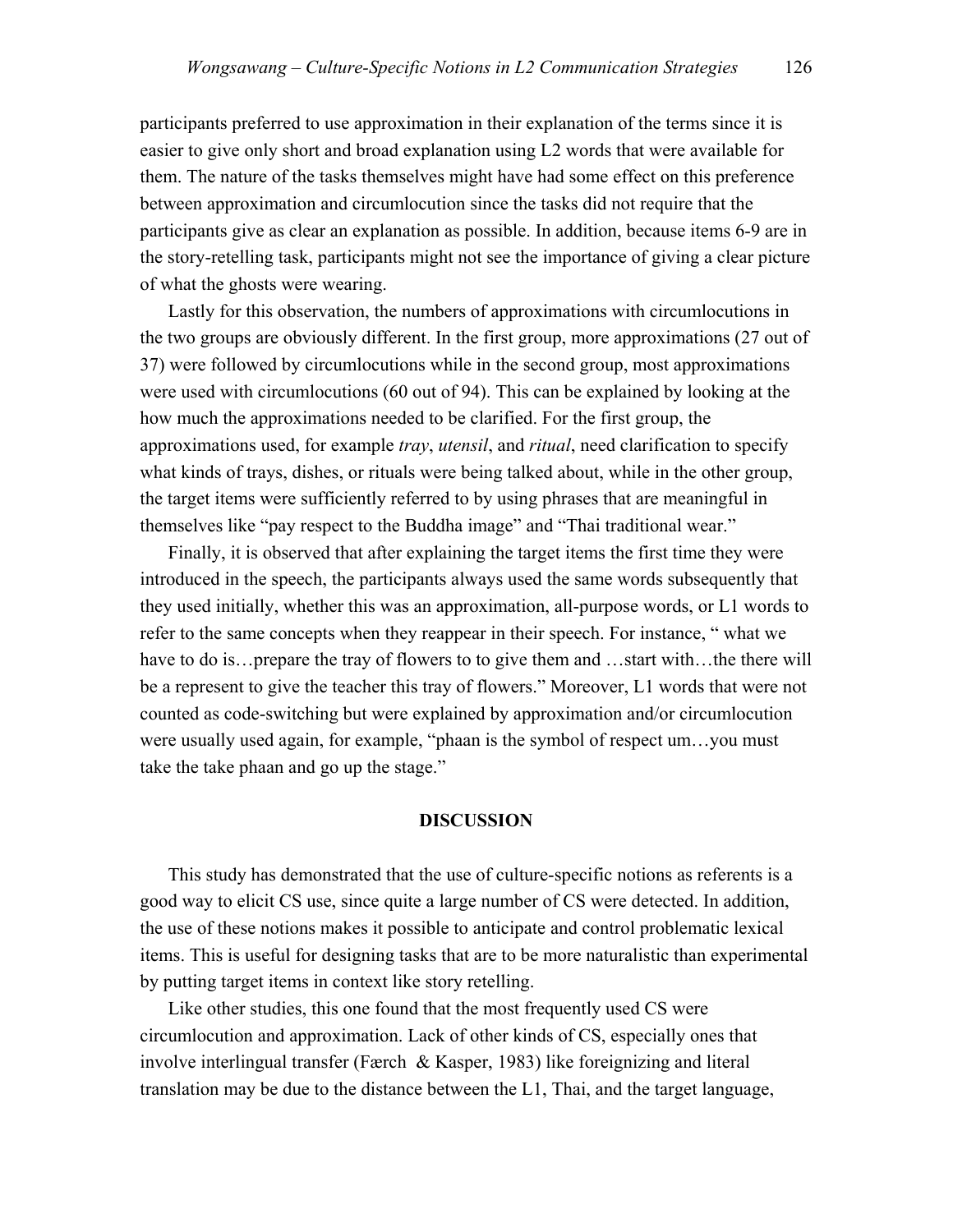participants preferred to use approximation in their explanation of the terms since it is easier to give only short and broad explanation using L2 words that were available for them. The nature of the tasks themselves might have had some effect on this preference between approximation and circumlocution since the tasks did not require that the participants give as clear an explanation as possible. In addition, because items 6-9 are in the story-retelling task, participants might not see the importance of giving a clear picture of what the ghosts were wearing.

Lastly for this observation, the numbers of approximations with circumlocutions in the two groups are obviously different. In the first group, more approximations (27 out of 37) were followed by circumlocutions while in the second group, most approximations were used with circumlocutions (60 out of 94). This can be explained by looking at the how much the approximations needed to be clarified. For the first group, the approximations used, for example *tray*, *utensil*, and *ritual*, need clarification to specify what kinds of trays, dishes, or rituals were being talked about, while in the other group, the target items were sufficiently referred to by using phrases that are meaningful in themselves like "pay respect to the Buddha image" and "Thai traditional wear."

Finally, it is observed that after explaining the target items the first time they were introduced in the speech, the participants always used the same words subsequently that they used initially, whether this was an approximation, all-purpose words, or L1 words to refer to the same concepts when they reappear in their speech. For instance, " what we have to do is…prepare the tray of flowers to to give them and …start with…the there will be a represent to give the teacher this tray of flowers." Moreover, L1 words that were not counted as code-switching but were explained by approximation and/or circumlocution were usually used again, for example, "phaan is the symbol of respect um…you must take the take phaan and go up the stage."

## DISCUSSION

This study has demonstrated that the use of culture-specific notions as referents is a good way to elicit CS use, since quite a large number of CS were detected. In addition, the use of these notions makes it possible to anticipate and control problematic lexical items. This is useful for designing tasks that are to be more naturalistic than experimental by putting target items in context like story retelling.

Like other studies, this one found that the most frequently used CS were circumlocution and approximation. Lack of other kinds of CS, especially ones that involve interlingual transfer (Færch & Kasper, 1983) like foreignizing and literal translation may be due to the distance between the L1, Thai, and the target language,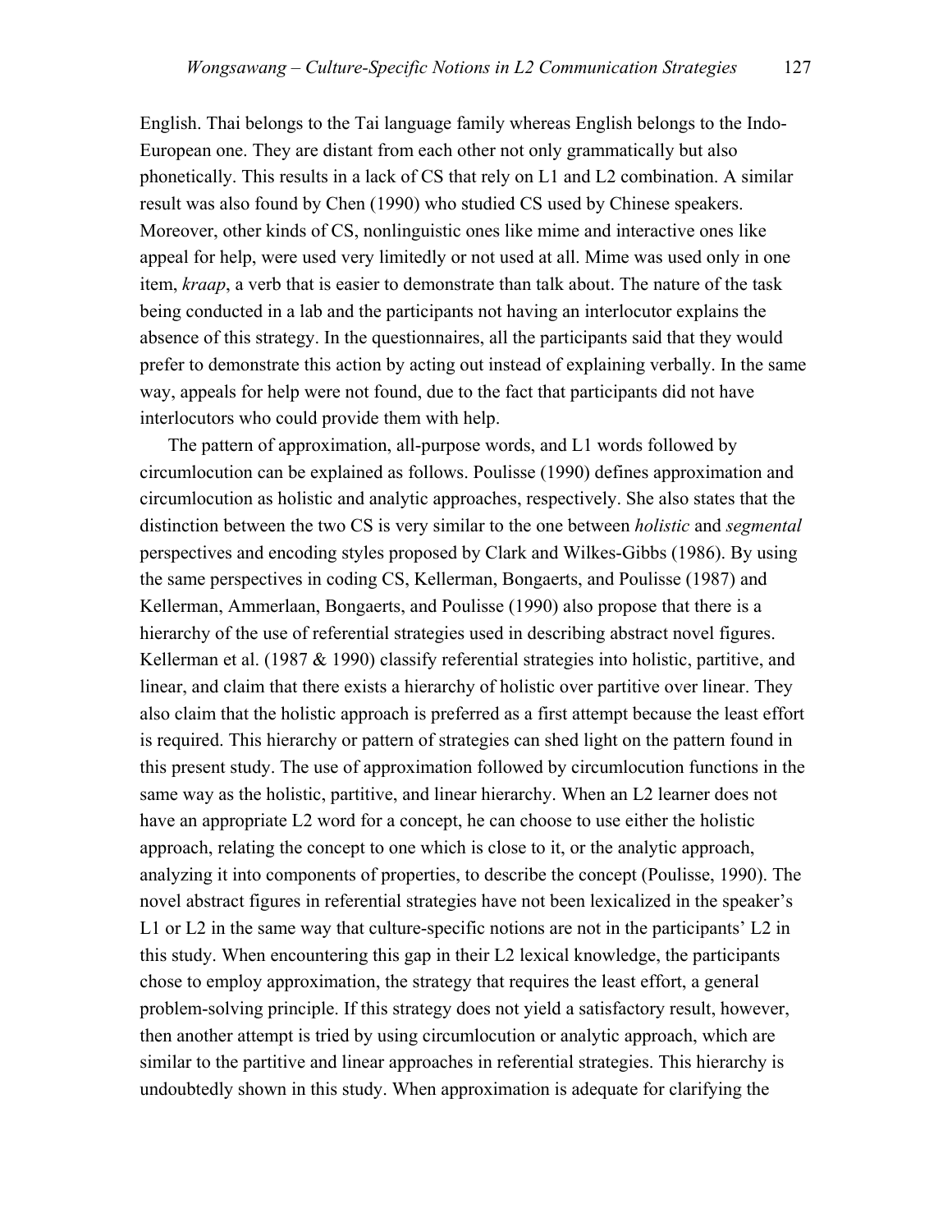English. Thai belongs to the Tai language family whereas English belongs to the Indo-European one. They are distant from each other not only grammatically but also phonetically. This results in a lack of CS that rely on L1 and L2 combination. A similar result was also found by Chen (1990) who studied CS used by Chinese speakers. Moreover, other kinds of CS, nonlinguistic ones like mime and interactive ones like appeal for help, were used very limitedly or not used at all. Mime was used only in one item, *kraap*, a verb that is easier to demonstrate than talk about. The nature of the task being conducted in a lab and the participants not having an interlocutor explains the absence of this strategy. In the questionnaires, all the participants said that they would prefer to demonstrate this action by acting out instead of explaining verbally. In the same way, appeals for help were not found, due to the fact that participants did not have interlocutors who could provide them with help.

The pattern of approximation, all-purpose words, and L1 words followed by circumlocution can be explained as follows. Poulisse (1990) defines approximation and circumlocution as holistic and analytic approaches, respectively. She also states that the distinction between the two CS is very similar to the one between *holistic* and *segmental* perspectives and encoding styles proposed by Clark and Wilkes-Gibbs (1986). By using the same perspectives in coding CS, Kellerman, Bongaerts, and Poulisse (1987) and Kellerman, Ammerlaan, Bongaerts, and Poulisse (1990) also propose that there is a hierarchy of the use of referential strategies used in describing abstract novel figures. Kellerman et al. (1987 & 1990) classify referential strategies into holistic, partitive, and linear, and claim that there exists a hierarchy of holistic over partitive over linear. They also claim that the holistic approach is preferred as a first attempt because the least effort is required. This hierarchy or pattern of strategies can shed light on the pattern found in this present study. The use of approximation followed by circumlocution functions in the same way as the holistic, partitive, and linear hierarchy. When an L2 learner does not have an appropriate L2 word for a concept, he can choose to use either the holistic approach, relating the concept to one which is close to it, or the analytic approach, analyzing it into components of properties, to describe the concept (Poulisse, 1990). The novel abstract figures in referential strategies have not been lexicalized in the speaker's L1 or L2 in the same way that culture-specific notions are not in the participants' L2 in this study. When encountering this gap in their L2 lexical knowledge, the participants chose to employ approximation, the strategy that requires the least effort, a general problem-solving principle. If this strategy does not yield a satisfactory result, however, then another attempt is tried by using circumlocution or analytic approach, which are similar to the partitive and linear approaches in referential strategies. This hierarchy is undoubtedly shown in this study. When approximation is adequate for clarifying the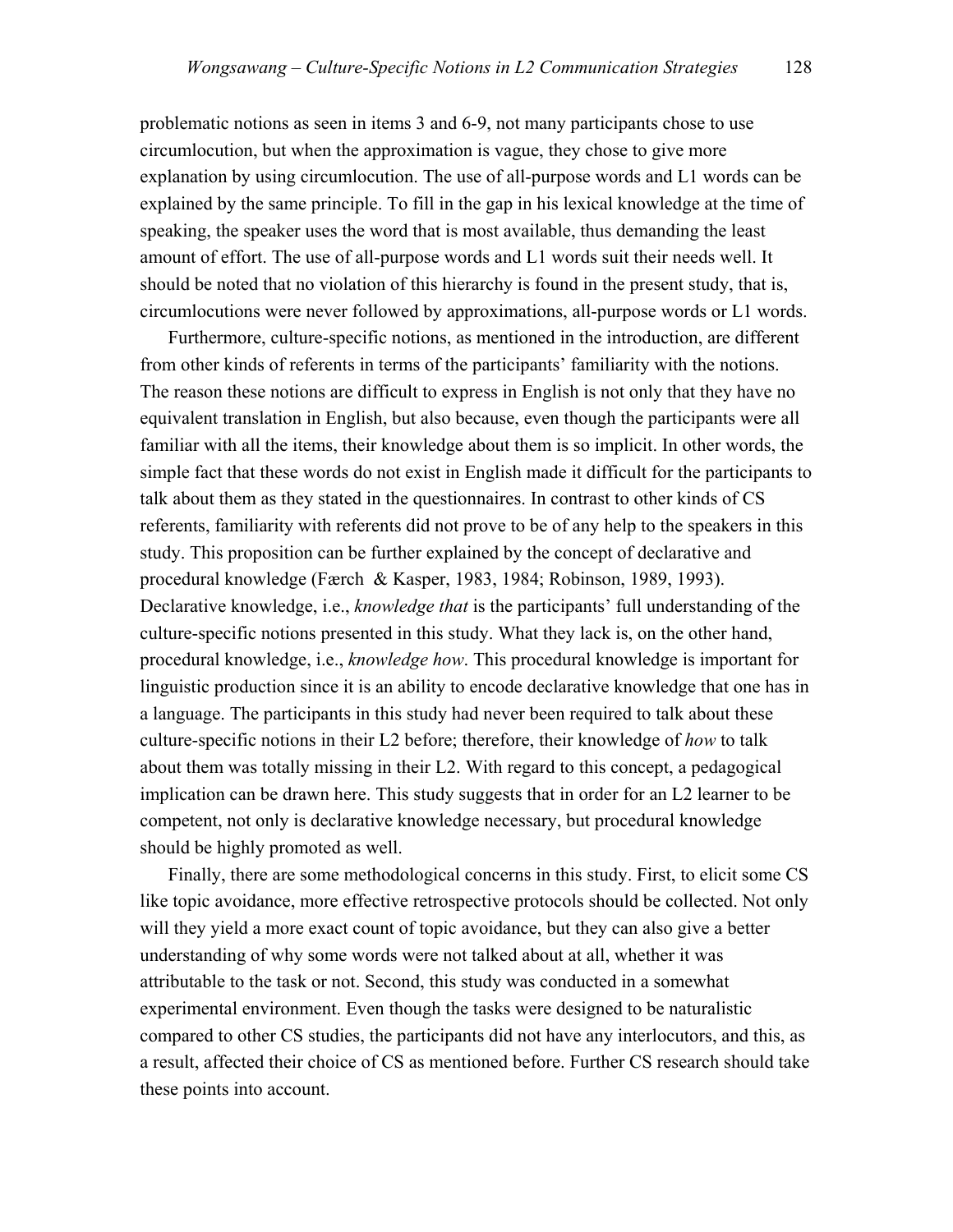problematic notions as seen in items 3 and 6-9, not many participants chose to use circumlocution, but when the approximation is vague, they chose to give more explanation by using circumlocution. The use of all-purpose words and L1 words can be explained by the same principle. To fill in the gap in his lexical knowledge at the time of speaking, the speaker uses the word that is most available, thus demanding the least amount of effort. The use of all-purpose words and L1 words suit their needs well. It should be noted that no violation of this hierarchy is found in the present study, that is, circumlocutions were never followed by approximations, all-purpose words or L1 words.

Furthermore, culture-specific notions, as mentioned in the introduction, are different from other kinds of referents in terms of the participants' familiarity with the notions. The reason these notions are difficult to express in English is not only that they have no equivalent translation in English, but also because, even though the participants were all familiar with all the items, their knowledge about them is so implicit. In other words, the simple fact that these words do not exist in English made it difficult for the participants to talk about them as they stated in the questionnaires. In contrast to other kinds of CS referents, familiarity with referents did not prove to be of any help to the speakers in this study. This proposition can be further explained by the concept of declarative and procedural knowledge (Færch & Kasper, 1983, 1984; Robinson, 1989, 1993). Declarative knowledge, i.e., *knowledge that* is the participants' full understanding of the culture-specific notions presented in this study. What they lack is, on the other hand, procedural knowledge, i.e., *knowledge how*. This procedural knowledge is important for linguistic production since it is an ability to encode declarative knowledge that one has in a language. The participants in this study had never been required to talk about these culture-specific notions in their L2 before; therefore, their knowledge of *how* to talk about them was totally missing in their L2. With regard to this concept, a pedagogical implication can be drawn here. This study suggests that in order for an L2 learner to be competent, not only is declarative knowledge necessary, but procedural knowledge should be highly promoted as well.

Finally, there are some methodological concerns in this study. First, to elicit some CS like topic avoidance, more effective retrospective protocols should be collected. Not only will they yield a more exact count of topic avoidance, but they can also give a better understanding of why some words were not talked about at all, whether it was attributable to the task or not. Second, this study was conducted in a somewhat experimental environment. Even though the tasks were designed to be naturalistic compared to other CS studies, the participants did not have any interlocutors, and this, as a result, affected their choice of CS as mentioned before. Further CS research should take these points into account.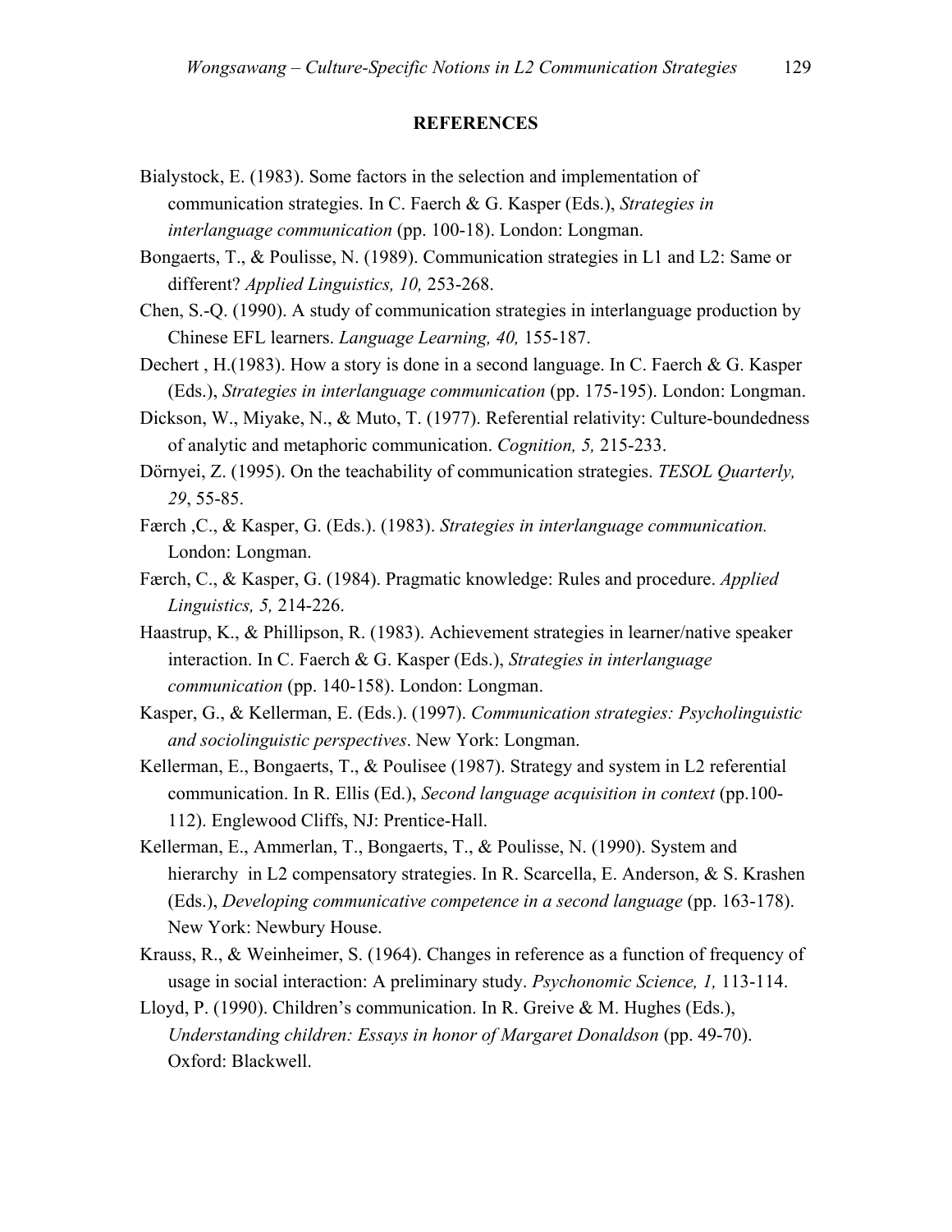## REFERENCES

Bialystock, E. (1983). Some factors in the selection and implementation of communication strategies. In C. Faerch & G. Kasper (Eds.), *Strategies in interlanguage communication* (pp. 100-18). London: Longman.

Bongaerts, T., & Poulisse, N. (1989). Communication strategies in L1 and L2: Same or different? *Applied Linguistics, 10,* 253-268.

Chen, S.-Q. (1990). A study of communication strategies in interlanguage production by Chinese EFL learners. *Language Learning, 40,* 155-187.

Dechert , H.(1983). How a story is done in a second language. In C. Faerch & G. Kasper (Eds.), *Strategies in interlanguage communication* (pp. 175-195). London: Longman.

Dickson, W., Miyake, N., & Muto, T. (1977). Referential relativity: Culture-boundedness of analytic and metaphoric communication. *Cognition, 5,* 215-233.

Dörnyei, Z. (1995). On the teachability of communication strategies. *TESOL Quarterly, 29*, 55-85.

Færch ,C., & Kasper, G. (Eds.). (1983). *Strategies in interlanguage communication.* London: Longman.

Færch, C., & Kasper, G. (1984). Pragmatic knowledge: Rules and procedure. *Applied Linguistics, 5,* 214-226.

Haastrup, K., & Phillipson, R. (1983). Achievement strategies in learner/native speaker interaction. In C. Faerch & G. Kasper (Eds.), *Strategies in interlanguage communication* (pp. 140-158). London: Longman.

Kasper, G., & Kellerman, E. (Eds.). (1997). *Communication strategies: Psycholinguistic and sociolinguistic perspectives*. New York: Longman.

Kellerman, E., Bongaerts, T., & Poulisee (1987). Strategy and system in L2 referential communication. In R. Ellis (Ed.), *Second language acquisition in context* (pp.100-112). Englewood Cliffs, NJ: Prentice-Hall.

Kellerman, E., Ammerlan, T., Bongaerts, T., & Poulisse, N. (1990). System and hierarchy in L2 compensatory strategies. In R. Scarcella, E. Anderson, & S. Krashen (Eds.), *Developing communicative competence in a second language* (pp. 163-178). New York: Newbury House.

Krauss, R., & Weinheimer, S. (1964). Changes in reference as a function of frequency of usage in social interaction: A preliminary study. *Psychonomic Science, 1,* 113-114.

Lloyd, P. (1990). Children's communication. In R. Greive & M. Hughes (Eds.), *Understanding children: Essays in honor of Margaret Donaldson* (pp. 49-70). Oxford: Blackwell.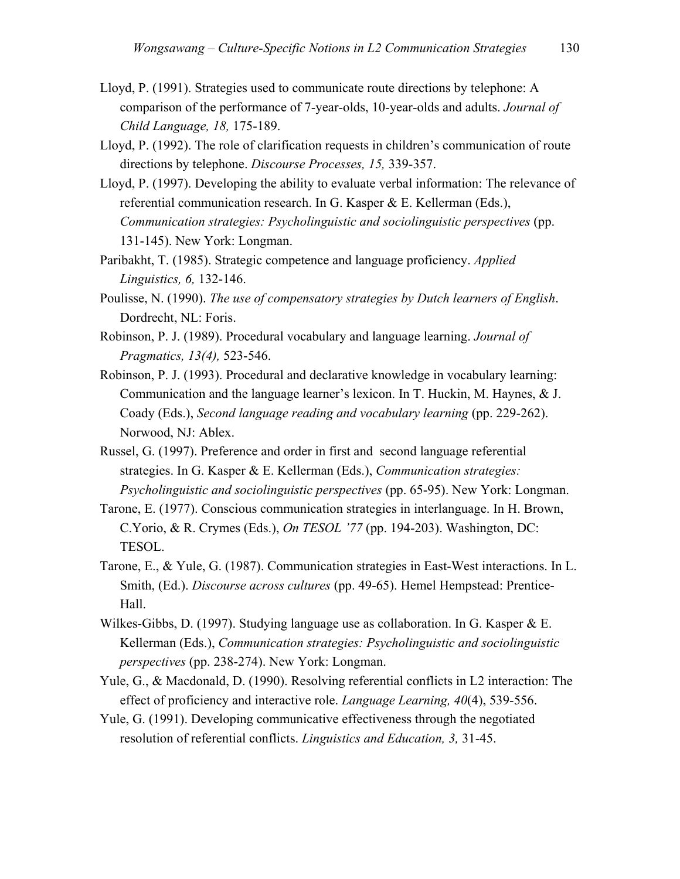Lloyd, P. (1991). Strategies used to communicate route directions by telephone: A comparison of the performance of 7-year-olds, 10-year-olds and adults. *Journal of Child Language, 18,* 175-189.

Lloyd, P. (1992). The role of clarification requests in children's communication of route directions by telephone. *Discourse Processes, 15,* 339-357.

Lloyd, P. (1997). Developing the ability to evaluate verbal information: The relevance of referential communication research. In G. Kasper & E. Kellerman (Eds.), *Communication strategies: Psycholinguistic and sociolinguistic perspectives* (pp. 131-145). New York: Longman.

Paribakht, T. (1985). Strategic competence and language proficiency. *Applied Linguistics, 6,* 132-146.

Poulisse, N. (1990). *The use of compensatory strategies by Dutch learners of English*. Dordrecht, NL: Foris.

Robinson, P. J. (1989). Procedural vocabulary and language learning. *Journal of Pragmatics, 13(4),* 523-546.

Robinson, P. J. (1993). Procedural and declarative knowledge in vocabulary learning: Communication and the language learner's lexicon. In T. Huckin, M. Haynes, & J. Coady (Eds.), *Second language reading and vocabulary learning* (pp. 229-262). Norwood, NJ: Ablex.

Russel, G. (1997). Preference and order in first and second language referential strategies. In G. Kasper & E. Kellerman (Eds.), *Communication strategies: Psycholinguistic and sociolinguistic perspectives* (pp. 65-95). New York: Longman.

Tarone, E. (1977). Conscious communication strategies in interlanguage. In H. Brown, C.Yorio, & R. Crymes (Eds.), *On TESOL '77* (pp. 194-203). Washington, DC: TESOL.

Tarone, E., & Yule, G. (1987). Communication strategies in East-West interactions. In L. Smith, (Ed.). *Discourse across cultures* (pp. 49-65). Hemel Hempstead: Prentice-Hall.

Wilkes-Gibbs, D. (1997). Studying language use as collaboration. In G. Kasper & E. Kellerman (Eds.), *Communication strategies: Psycholinguistic and sociolinguistic perspectives* (pp. 238-274). New York: Longman.

Yule, G., & Macdonald, D. (1990). Resolving referential conflicts in L2 interaction: The effect of proficiency and interactive role. *Language Learning, 40*(4), 539-556.

Yule, G. (1991). Developing communicative effectiveness through the negotiated resolution of referential conflicts. *Linguistics and Education, 3,* 31-45.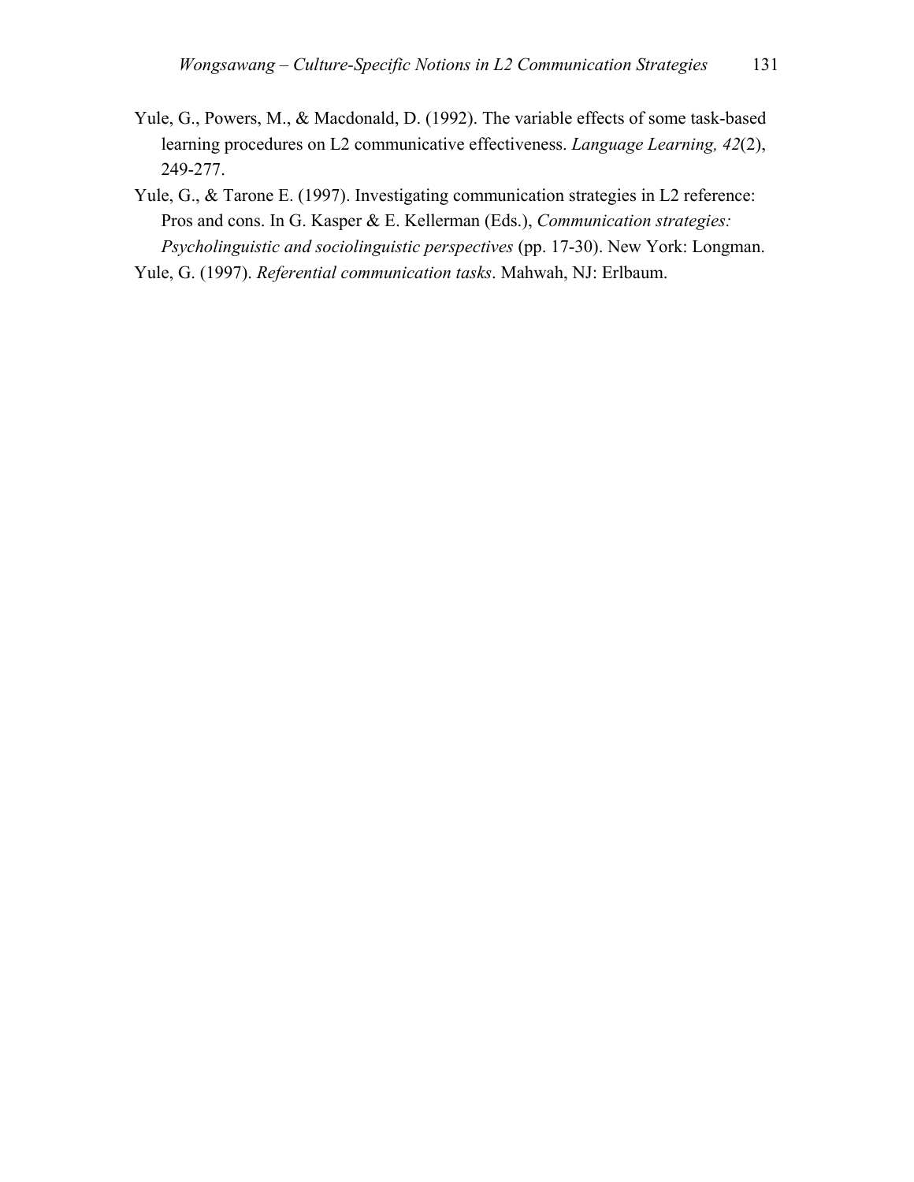Yule, G., Powers, M., & Macdonald, D. (1992). The variable effects of some task-based learning procedures on L2 communicative effectiveness. *Language Learning, 42*(2), 249-277.

Yule, G., & Tarone E. (1997). Investigating communication strategies in L2 reference: Pros and cons. In G. Kasper & E. Kellerman (Eds.), *Communication strategies: Psycholinguistic and sociolinguistic perspectives* (pp. 17-30). New York: Longman.

Yule, G. (1997). *Referential communication tasks*. Mahwah, NJ: Erlbaum.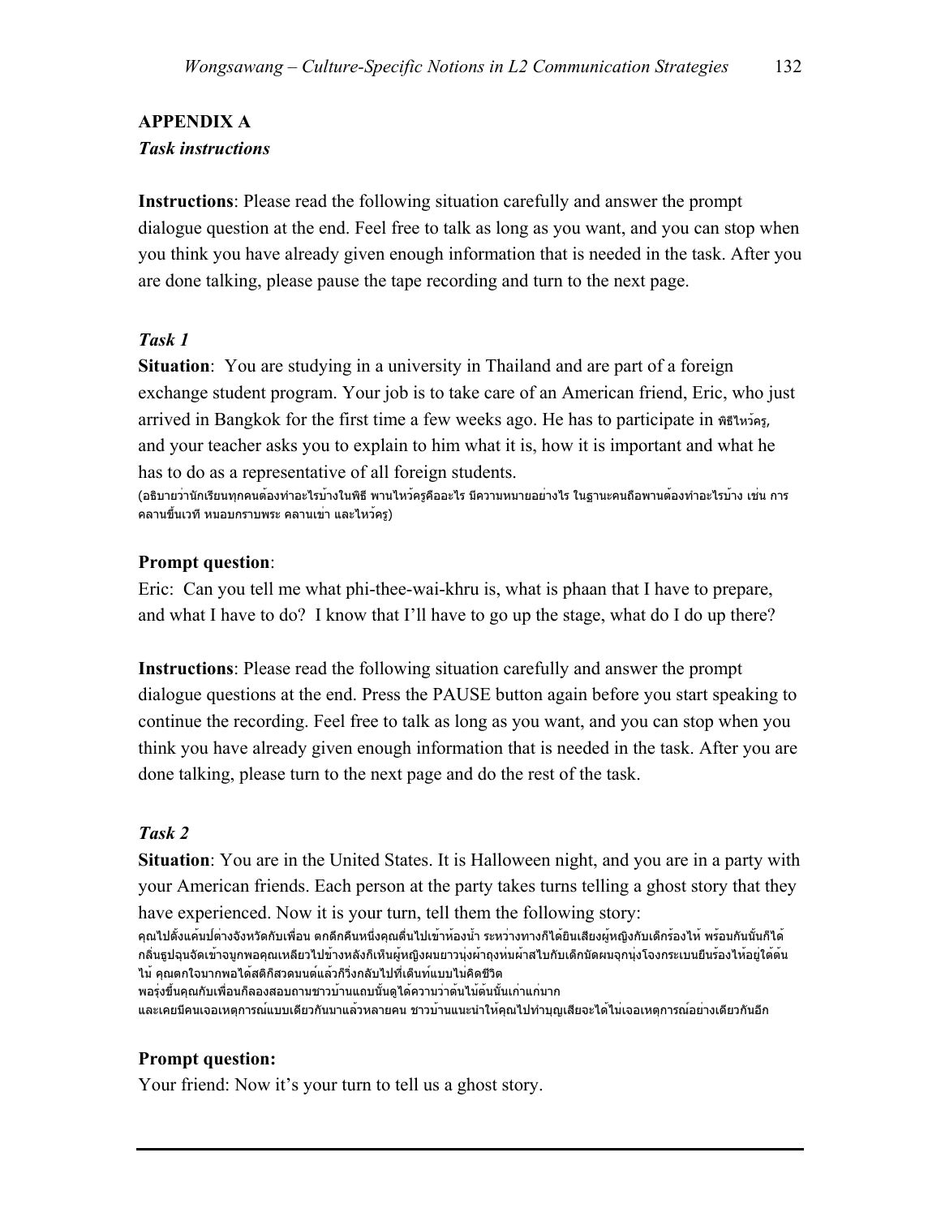## APPENDIX A

### *Task instructions*

**Instructions**: Please read the following situation carefully and answer the prompt dialogue question at the end. Feel free to talk as long as you want, and you can stop when you think you have already given enough information that is needed in the task. After you are done talking, please pause the tape recording and turn to the next page.

### *Task 1*

**Situation**: You are studying in a university in Thailand and are part of a foreign exchange student program. Your job is to take care of an American friend, Eric, who just arrived in Bangkok for the first time a few weeks ago. He has to participate in พิธีไหว้ครู, and your teacher asks you to explain to him what it is, how it is important and what he has to do as a representative of all foreign students.
(อธิบายว่านักเรียนทุกคนต้องทำอะไรบ้างในพิธี พานไหว้ครูคืออะไร มีความหมายอย่างไร ในฐานะคนถือพานต้องทำอะไรบ้าง เช่น การคลานขึ้นเวที หมอบกราบพระ คลานเข่า และไหว้ครู)

**Prompt question**:

Eric: Can you tell me what phi-thee-wai-khru is, what is phaan that I have to prepare, and what I have to do? I know that I'll have to go up the stage, what do I do up there?

**Instructions**: Please read the following situation carefully and answer the prompt dialogue questions at the end. Press the PAUSE button again before you start speaking to continue the recording. Feel free to talk as long as you want, and you can stop when you think you have already given enough information that is needed in the task. After you are done talking, please turn to the next page and do the rest of the task.

### *Task 2*

**Situation**: You are in the United States. It is Halloween night, and you are in a party with your American friends. Each person at the party takes turns telling a ghost story that they have experienced. Now it is your turn, tell them the following story:
คุณไปตั้งแค้มป์ต่างจังหวัดกับเพื่อน ตกดึกคืนหนึ่งคุณตื่นไปเข้าห้องน้ำ ระหว่างทางก็ได้ยินเสียงผู้หญิงกับเด็กร้องไห้ พร้อมกันนั้นก็ได้กลิ่นธูปฉุนจัดเข้าจมูกพอคุณเหลียวไปข้างหลังก็เห็นผู้หญิงผมยาวนุ่งผ้าถุงห่มผ้าสไบกับเด็กมัดผมจุกนุ่งโจงกระเบนยืนร้องไห้อยู่ใต้ต้นไม้ คุณตกใจมากพอได้สติก็สวดมนต์แล้วก็วิ่งกลับไปที่เต็นท์แบบไม่คิดชีวิต
พอรุ่งขึ้นคุณกับเพื่อนก็ลองสอบถามชาวบ้านแถบนั้นดูได้ความว่าต้นไม้ต้นนั้นเก่าแก่มาก และเคยมีคนเจอเหตุการณ์แบบเดียวกันมาแล้วหลายคน ชาวบ้านแนะนำให้คุณไปทำบุญเสียจะได้ไม่เจอเหตุการณ์อย่างเดียวกันอีก

**Prompt question:**

Your friend: Now it's your turn to tell us a ghost story.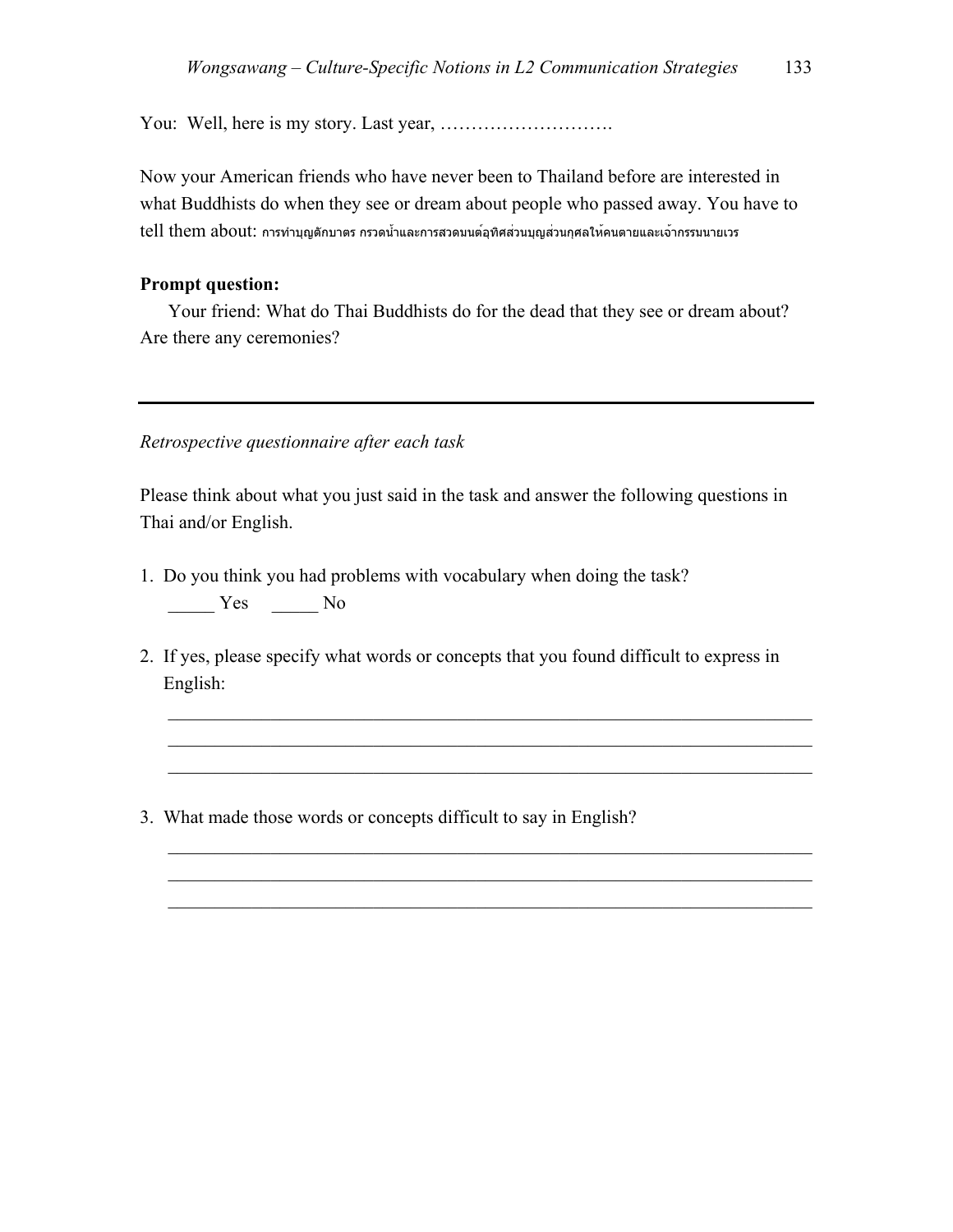You: Well, here is my story. Last year, ……………………….

Now your American friends who have never been to Thailand before are interested in what Buddhists do when they see or dream about people who passed away. You have to tell them about: การทำบุญตักบาตร กรวดน้ำและการสวดมนต์อุทิศส่วนบุญส่วนกุศลให้คนตายและเจ้ากรรมนายเวร

**Prompt question:**

Your friend: What do Thai Buddhists do for the dead that they see or dream about? Are there any ceremonies?

---

*Retrospective questionnaire after each task*

Please think about what you just said in the task and answer the following questions in Thai and/or English.

1. Do you think you had problems with vocabulary when doing the task?
   _____ Yes _____ No

2. If yes, please specify what words or concepts that you found difficult to express in English:
   ______________________________________________________________________
   ______________________________________________________________________
   ______________________________________________________________________

3. What made those words or concepts difficult to say in English?
   ______________________________________________________________________
   ______________________________________________________________________
   ______________________________________________________________________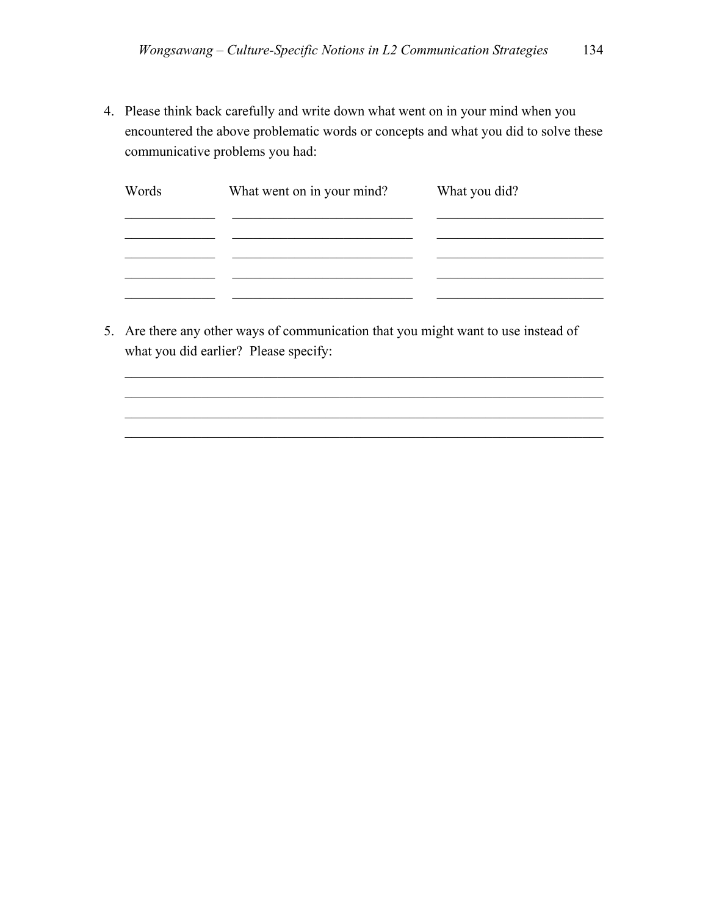4. Please think back carefully and write down what went on in your mind when you encountered the above problematic words or concepts and what you did to solve these communicative problems you had:

| Words | What went on in your mind? | What you did? |
| --- | --- | --- |
| ______________ | ____________________________ | __________________________ |
| ______________ | ____________________________ | __________________________ |
| ______________ | ____________________________ | __________________________ |
| ______________ | ____________________________ | __________________________ |
| ______________ | ____________________________ | __________________________ |

5. Are there any other ways of communication that you might want to use instead of what you did earlier? Please specify:

   ___________________________________________________________________________
   ___________________________________________________________________________
   ___________________________________________________________________________
   ___________________________________________________________________________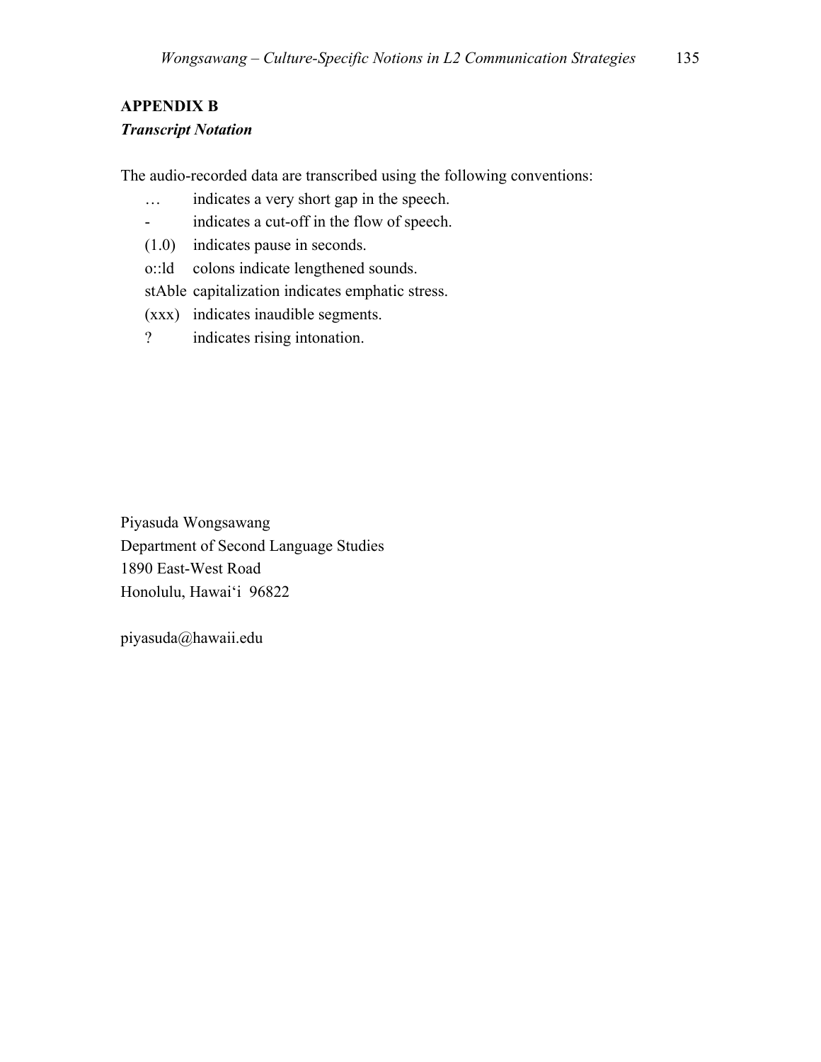## APPENDIX B

### *Transcript Notation*

The audio-recorded data are transcribed using the following conventions:

| | |
|---|---|
| … | indicates a very short gap in the speech. |
| - | indicates a cut-off in the flow of speech. |
| (1.0) | indicates pause in seconds. |
| o::ld | colons indicate lengthened sounds. |
| stAble | capitalization indicates emphatic stress. |
| (xxx) | indicates inaudible segments. |
| ? | indicates rising intonation. |

Piyasuda Wongsawang
Department of Second Language Studies
1890 East-West Road
Honolulu, Hawai'i 96822

piyasuda@hawaii.edu